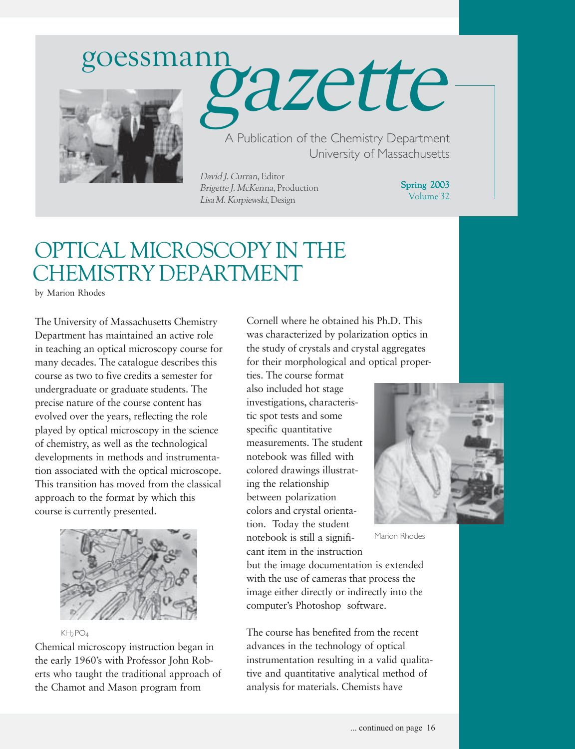# goessmann gazette

A Publication of the Chemistry Department
University of Massachusetts

*David J. Curran*, Editor
*Brigette J. McKenna*, Production
*Lisa M. Korpiewski*, Design

**Spring 2003**
Volume 32

## OPTICAL MICROSCOPY IN THE CHEMISTRY DEPARTMENT

by Marion Rhodes

The University of Massachusetts Chemistry Department has maintained an active role in teaching an optical microscopy course for many decades. The catalogue describes this course as two to five credits a semester for undergraduate or graduate students. The precise nature of the course content has evolved over the years, reflecting the role played by optical microscopy in the science of chemistry, as well as the technological developments in methods and instrumentation associated with the optical microscope. This transition has moved from the classical approach to the format by which this course is currently presented.

$KH_2PO_4$

Chemical microscopy instruction began in the early 1960's with Professor John Roberts who taught the traditional approach of the Chamot and Mason program from Cornell where he obtained his Ph.D. This was characterized by polarization optics in the study of crystals and crystal aggregates for their morphological and optical properties. The course format also included hot stage investigations, characteristic spot tests and some specific quantitative measurements. The student notebook was filled with colored drawings illustrating the relationship between polarization colors and crystal orientation. Today the student notebook is still a significant item in the instruction but the image documentation is extended with the use of cameras that process the image either directly or indirectly into the computer's Photoshop software.

Marion Rhodes

The course has benefited from the recent advances in the technology of optical instrumentation resulting in a valid qualitative and quantitative analytical method of analysis for materials. Chemists have

... continued on page 16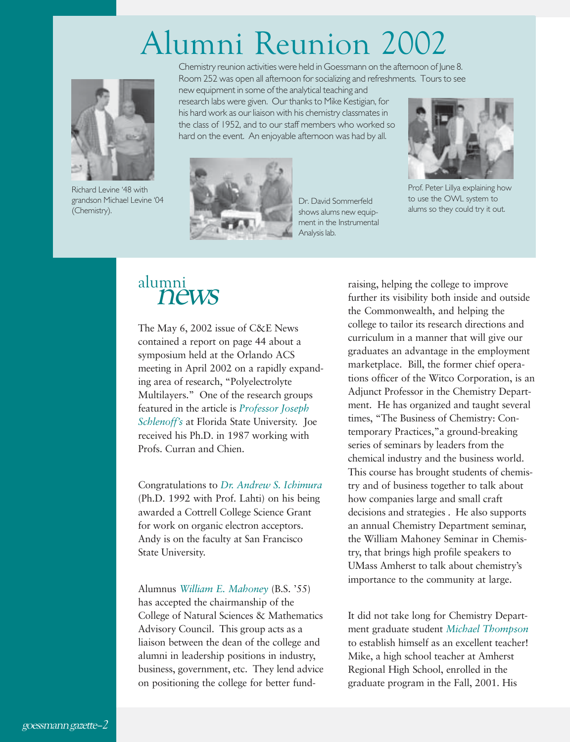# Alumni Reunion 2002

Chemistry reunion activities were held in Goessmann on the afternoon of June 8. Room 252 was open all afternoon for socializing and refreshments. Tours to see new equipment in some of the analytical teaching and research labs were given. Our thanks to Mike Kestigian, for his hard work as our liaison with his chemistry classmates in the class of 1952, and to our staff members who worked so hard on the event. An enjoyable afternoon was had by all.

Richard Levine '48 with grandson Michael Levine '04 (Chemistry).

Dr. David Sommerfeld shows alums new equipment in the Instrumental Analysis lab.

Prof. Peter Lillya explaining how to use the OWL system to alums so they could try it out.

## alumni *news*

The May 6, 2002 issue of C&E News contained a report on page 44 about a symposium held at the Orlando ACS meeting in April 2002 on a rapidly expanding area of research, "Polyelectrolyte Multilayers." One of the research groups featured in the article is *Professor Joseph Schlenoff's* at Florida State University. Joe received his Ph.D. in 1987 working with Profs. Curran and Chien.

Congratulations to *Dr. Andrew S. Ichimura* (Ph.D. 1992 with Prof. Lahti) on his being awarded a Cottrell College Science Grant for work on organic electron acceptors. Andy is on the faculty at San Francisco State University.

Alumnus *William E. Mahoney* (B.S. '55) has accepted the chairmanship of the College of Natural Sciences & Mathematics Advisory Council. This group acts as a liaison between the dean of the college and alumni in leadership positions in industry, business, government, etc. They lend advice on positioning the college for better fund-raising, helping the college to improve further its visibility both inside and outside the Commonwealth, and helping the college to tailor its research directions and curriculum in a manner that will give our graduates an advantage in the employment marketplace. Bill, the former chief operations officer of the Witco Corporation, is an Adjunct Professor in the Chemistry Department. He has organized and taught several times, "The Business of Chemistry: Contemporary Practices,"a ground-breaking series of seminars by leaders from the chemical industry and the business world. This course has brought students of chemistry and of business together to talk about how companies large and small craft decisions and strategies . He also supports an annual Chemistry Department seminar, the William Mahoney Seminar in Chemistry, that brings high profile speakers to UMass Amherst to talk about chemistry's importance to the community at large.

It did not take long for Chemistry Department graduate student *Michael Thompson* to establish himself as an excellent teacher! Mike, a high school teacher at Amherst Regional High School, enrolled in the graduate program in the Fall, 2001. His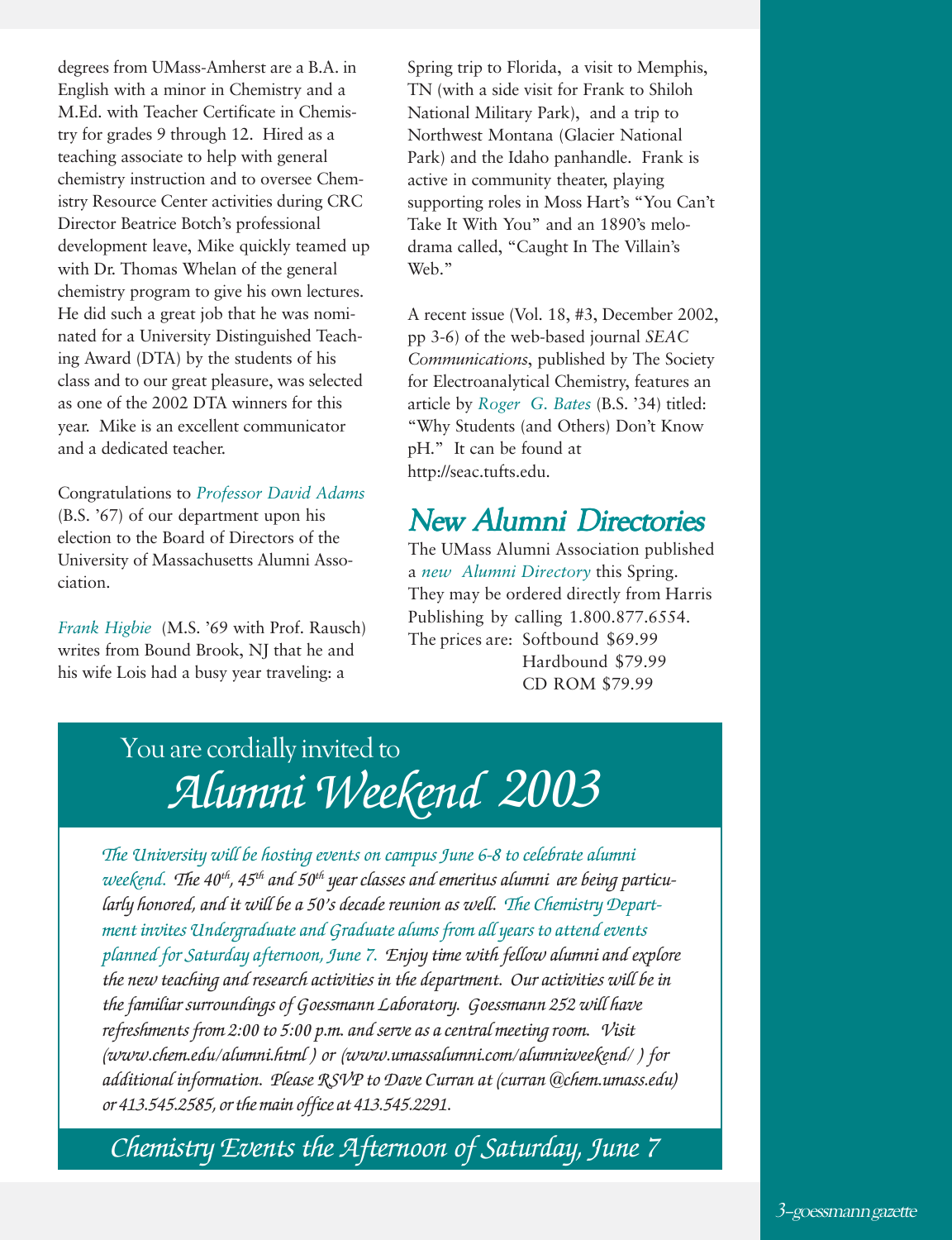degrees from UMass-Amherst are a B.A. in English with a minor in Chemistry and a M.Ed. with Teacher Certificate in Chemistry for grades 9 through 12. Hired as a teaching associate to help with general chemistry instruction and to oversee Chemistry Resource Center activities during CRC Director Beatrice Botch's professional development leave, Mike quickly teamed up with Dr. Thomas Whelan of the general chemistry program to give his own lectures. He did such a great job that he was nominated for a University Distinguished Teaching Award (DTA) by the students of his class and to our great pleasure, was selected as one of the 2002 DTA winners for this year. Mike is an excellent communicator and a dedicated teacher.

Congratulations to *Professor David Adams* (B.S. '67) of our department upon his election to the Board of Directors of the University of Massachusetts Alumni Association.

*Frank Higbie* (M.S. '69 with Prof. Rausch) writes from Bound Brook, NJ that he and his wife Lois had a busy year traveling: a Spring trip to Florida, a visit to Memphis, TN (with a side visit for Frank to Shiloh National Military Park), and a trip to Northwest Montana (Glacier National Park) and the Idaho panhandle. Frank is active in community theater, playing supporting roles in Moss Hart's "You Can't Take It With You" and an 1890's melodrama called, "Caught In The Villain's Web."

A recent issue (Vol. 18, #3, December 2002, pp 3-6) of the web-based journal *SEAC Communications*, published by The Society for Electroanalytical Chemistry, features an article by *Roger G. Bates* (B.S. '34) titled: "Why Students (and Others) Don't Know pH." It can be found at http://seac.tufts.edu.

## New Alumni Directories

The UMass Alumni Association published a *new Alumni Directory* this Spring. They may be ordered directly from Harris Publishing by calling 1.800.877.6554. The prices are: Softbound $69.99
Hardbound $79.99
CD ROM $79.99

You are cordially invited to

# *Alumni Weekend 2003*

*The University will be hosting events on campus June 6-8 to celebrate alumni weekend. The 40th, 45th and 50th year classes and emeritus alumni are being particularly honored, and it will be a 50's decade reunion as well. The Chemistry Department invites Undergraduate and Graduate alums from all years to attend events planned for Saturday afternoon, June 7. Enjoy time with fellow alumni and explore the new teaching and research activities in the department. Our activities will be in the familiar surroundings of Goessmann Laboratory. Goessmann 252 will have refreshments from 2:00 to 5:00 p.m. and serve as a central meeting room. Visit (www.chem.edu/alumni.html ) or (www.umassalumni.com/alumniweekend/ ) for additional information. Please RSVP to Dave Curran at (curran @chem.umass.edu) or 413.545.2585, or the main office at 413.545.2291.*

*Chemistry Events the Afternoon of Saturday, June 7*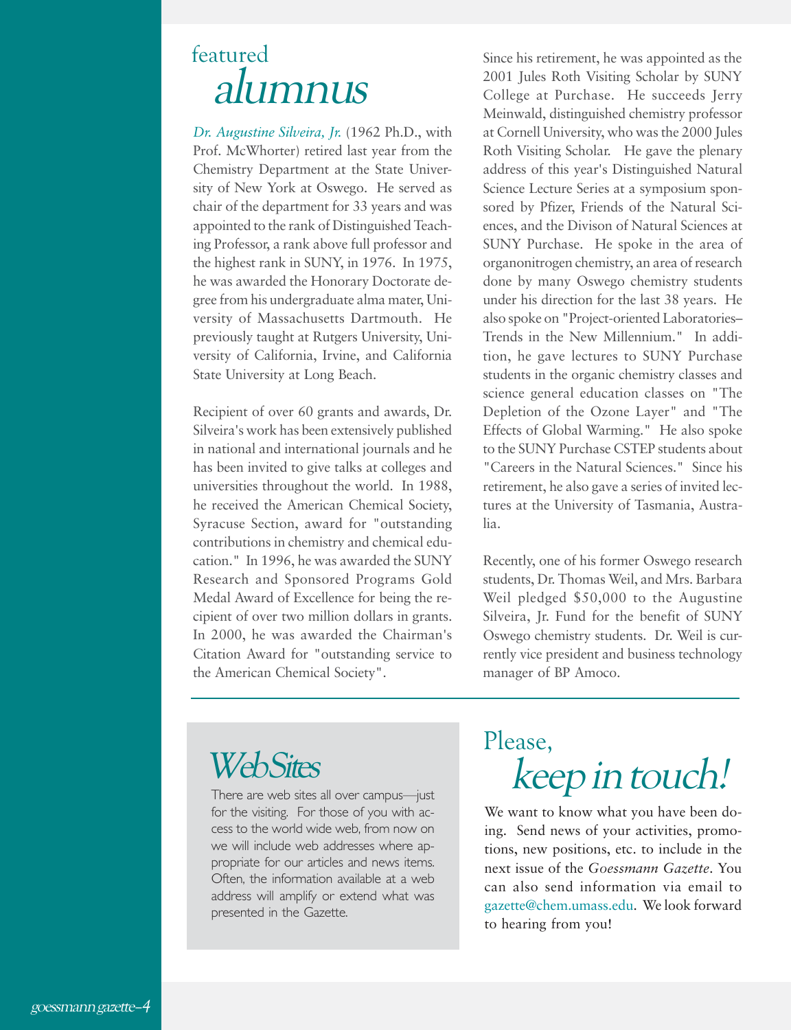# featured *alumnus*

*Dr. Augustine Silveira, Jr.* (1962 Ph.D., with Prof. McWhorter) retired last year from the Chemistry Department at the State University of New York at Oswego. He served as chair of the department for 33 years and was appointed to the rank of Distinguished Teaching Professor, a rank above full professor and the highest rank in SUNY, in 1976. In 1975, he was awarded the Honorary Doctorate degree from his undergraduate alma mater, University of Massachusetts Dartmouth. He previously taught at Rutgers University, University of California, Irvine, and California State University at Long Beach.

Recipient of over 60 grants and awards, Dr. Silveira's work has been extensively published in national and international journals and he has been invited to give talks at colleges and universities throughout the world. In 1988, he received the American Chemical Society, Syracuse Section, award for "outstanding contributions in chemistry and chemical education." In 1996, he was awarded the SUNY Research and Sponsored Programs Gold Medal Award of Excellence for being the recipient of over two million dollars in grants. In 2000, he was awarded the Chairman's Citation Award for "outstanding service to the American Chemical Society".

Since his retirement, he was appointed as the 2001 Jules Roth Visiting Scholar by SUNY College at Purchase. He succeeds Jerry Meinwald, distinguished chemistry professor at Cornell University, who was the 2000 Jules Roth Visiting Scholar. He gave the plenary address of this year's Distinguished Natural Science Lecture Series at a symposium sponsored by Pfizer, Friends of the Natural Sciences, and the Divison of Natural Sciences at SUNY Purchase. He spoke in the area of organonitrogen chemistry, an area of research done by many Oswego chemistry students under his direction for the last 38 years. He also spoke on "Project-oriented Laboratories–Trends in the New Millennium." In addition, he gave lectures to SUNY Purchase students in the organic chemistry classes and science general education classes on "The Depletion of the Ozone Layer" and "The Effects of Global Warming." He also spoke to the SUNY Purchase CSTEP students about "Careers in the Natural Sciences." Since his retirement, he also gave a series of invited lectures at the University of Tasmania, Australia.

Recently, one of his former Oswego research students, Dr. Thomas Weil, and Mrs. Barbara Weil pledged $50,000 to the Augustine Silveira, Jr. Fund for the benefit of SUNY Oswego chemistry students. Dr. Weil is currently vice president and business technology manager of BP Amoco.

## *WebSites*

There are web sites all over campus—just for the visiting. For those of you with access to the world wide web, from now on we will include web addresses where appropriate for our articles and news items. Often, the information available at a web address will amplify or extend what was presented in the Gazette.

## Please, *keep in touch!*

We want to know what you have been doing. Send news of your activities, promotions, new positions, etc. to include in the next issue of the *Goessmann Gazette*. You can also send information via email to gazette@chem.umass.edu. We look forward to hearing from you!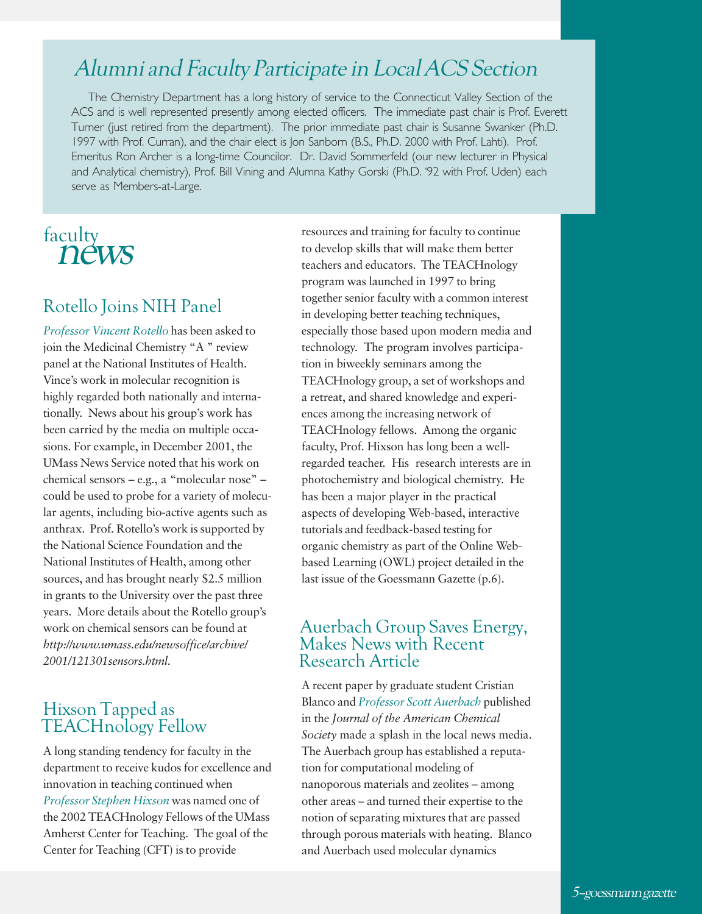## Alumni and Faculty Participate in Local ACS Section

The Chemistry Department has a long history of service to the Connecticut Valley Section of the ACS and is well represented presently among elected officers. The immediate past chair is Prof. Everett Turner (just retired from the department). The prior immediate past chair is Susanne Swanker (Ph.D. 1997 with Prof. Curran), and the chair elect is Jon Sanborn (B.S., Ph.D. 2000 with Prof. Lahti). Prof. Emeritus Ron Archer is a long-time Councilor. Dr. David Sommerfeld (our new lecturer in Physical and Analytical chemistry), Prof. Bill Vining and Alumna Kathy Gorski (Ph.D. '92 with Prof. Uden) each serve as Members-at-Large.

# faculty news

## Rotello Joins NIH Panel

*Professor Vincent Rotello* has been asked to join the Medicinal Chemistry "A " review panel at the National Institutes of Health. Vince's work in molecular recognition is highly regarded both nationally and internationally. News about his group's work has been carried by the media on multiple occasions. For example, in December 2001, the UMass News Service noted that his work on chemical sensors – e.g., a "molecular nose" – could be used to probe for a variety of molecular agents, including bio-active agents such as anthrax. Prof. Rotello's work is supported by the National Science Foundation and the National Institutes of Health, among other sources, and has brought nearly $2.5 million in grants to the University over the past three years. More details about the Rotello group's work on chemical sensors can be found at *http://www.umass.edu/newsoffice/archive/2001/121301sensors.html*.

## Hixson Tapped as TEACHnology Fellow

A long standing tendency for faculty in the department to receive kudos for excellence and innovation in teaching continued when *Professor Stephen Hixson* was named one of the 2002 TEACHnology Fellows of the UMass Amherst Center for Teaching. The goal of the Center for Teaching (CFT) is to provide resources and training for faculty to continue to develop skills that will make them better teachers and educators. The TEACHnology program was launched in 1997 to bring together senior faculty with a common interest in developing better teaching techniques, especially those based upon modern media and technology. The program involves participation in biweekly seminars among the TEACHnology group, a set of workshops and a retreat, and shared knowledge and experiences among the increasing network of TEACHnology fellows. Among the organic faculty, Prof. Hixson has long been a well-regarded teacher. His research interests are in photochemistry and biological chemistry. He has been a major player in the practical aspects of developing Web-based, interactive tutorials and feedback-based testing for organic chemistry as part of the Online Web-based Learning (OWL) project detailed in the last issue of the Goessmann Gazette (p.6).

## Auerbach Group Saves Energy, Makes News with Recent Research Article

A recent paper by graduate student Cristian Blanco and *Professor Scott Auerbach* published in the *Journal of the American Chemical Society* made a splash in the local news media. The Auerbach group has established a reputation for computational modeling of nanoporous materials and zeolites – among other areas – and turned their expertise to the notion of separating mixtures that are passed through porous materials with heating. Blanco and Auerbach used molecular dynamics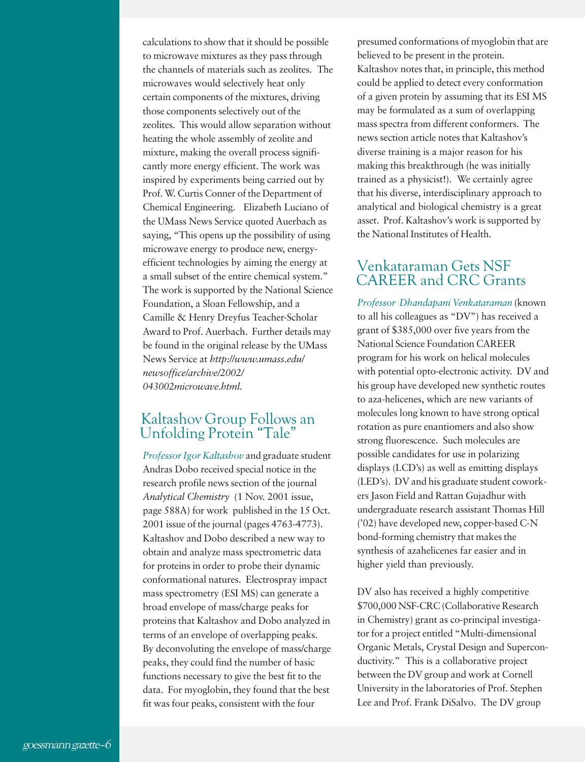calculations to show that it should be possible to microwave mixtures as they pass through the channels of materials such as zeolites. The microwaves would selectively heat only certain components of the mixtures, driving those components selectively out of the zeolites. This would allow separation without heating the whole assembly of zeolite and mixture, making the overall process significantly more energy efficient. The work was inspired by experiments being carried out by Prof. W. Curtis Conner of the Department of Chemical Engineering. Elizabeth Luciano of the UMass News Service quoted Auerbach as saying, "This opens up the possibility of using microwave energy to produce new, energy-efficient technologies by aiming the energy at a small subset of the entire chemical system." The work is supported by the National Science Foundation, a Sloan Fellowship, and a Camille & Henry Dreyfus Teacher-Scholar Award to Prof. Auerbach. Further details may be found in the original release by the UMass News Service at *http://www.umass.edu/newsoffice/archive/2002/043002microwave.html*.

## Kaltashov Group Follows an Unfolding Protein "Tale"

*Professor Igor Kaltashov* and graduate student Andras Dobo received special notice in the research profile news section of the journal *Analytical Chemistry* (1 Nov. 2001 issue, page 588A) for work published in the 15 Oct. 2001 issue of the journal (pages 4763-4773). Kaltashov and Dobo described a new way to obtain and analyze mass spectrometric data for proteins in order to probe their dynamic conformational natures. Electrospray impact mass spectrometry (ESI MS) can generate a broad envelope of mass/charge peaks for proteins that Kaltashov and Dobo analyzed in terms of an envelope of overlapping peaks. By deconvoluting the envelope of mass/charge peaks, they could find the number of basic functions necessary to give the best fit to the data. For myoglobin, they found that the best fit was four peaks, consistent with the four presumed conformations of myoglobin that are believed to be present in the protein. Kaltashov notes that, in principle, this method could be applied to detect every conformation of a given protein by assuming that its ESI MS may be formulated as a sum of overlapping mass spectra from different conformers. The news section article notes that Kaltashov's diverse training is a major reason for his making this breakthrough (he was initially trained as a physicist!). We certainly agree that his diverse, interdisciplinary approach to analytical and biological chemistry is a great asset. Prof. Kaltashov's work is supported by the National Institutes of Health.

## Venkataraman Gets NSF CAREER and CRC Grants

*Professor Dhandapani Venkataraman* (known to all his colleagues as "DV") has received a grant of $385,000 over five years from the National Science Foundation CAREER program for his work on helical molecules with potential opto-electronic activity. DV and his group have developed new synthetic routes to aza-helicenes, which are new variants of molecules long known to have strong optical rotation as pure enantiomers and also show strong fluorescence. Such molecules are possible candidates for use in polarizing displays (LCD's) as well as emitting displays (LED's). DV and his graduate student coworkers Jason Field and Rattan Gujadhur with undergraduate research assistant Thomas Hill ('02) have developed new, copper-based C-N bond-forming chemistry that makes the synthesis of azahelicenes far easier and in higher yield than previously.

DV also has received a highly competitive $700,000 NSF-CRC (Collaborative Research in Chemistry) grant as co-principal investigator for a project entitled "Multi-dimensional Organic Metals, Crystal Design and Superconductivity." This is a collaborative project between the DV group and work at Cornell University in the laboratories of Prof. Stephen Lee and Prof. Frank DiSalvo. The DV group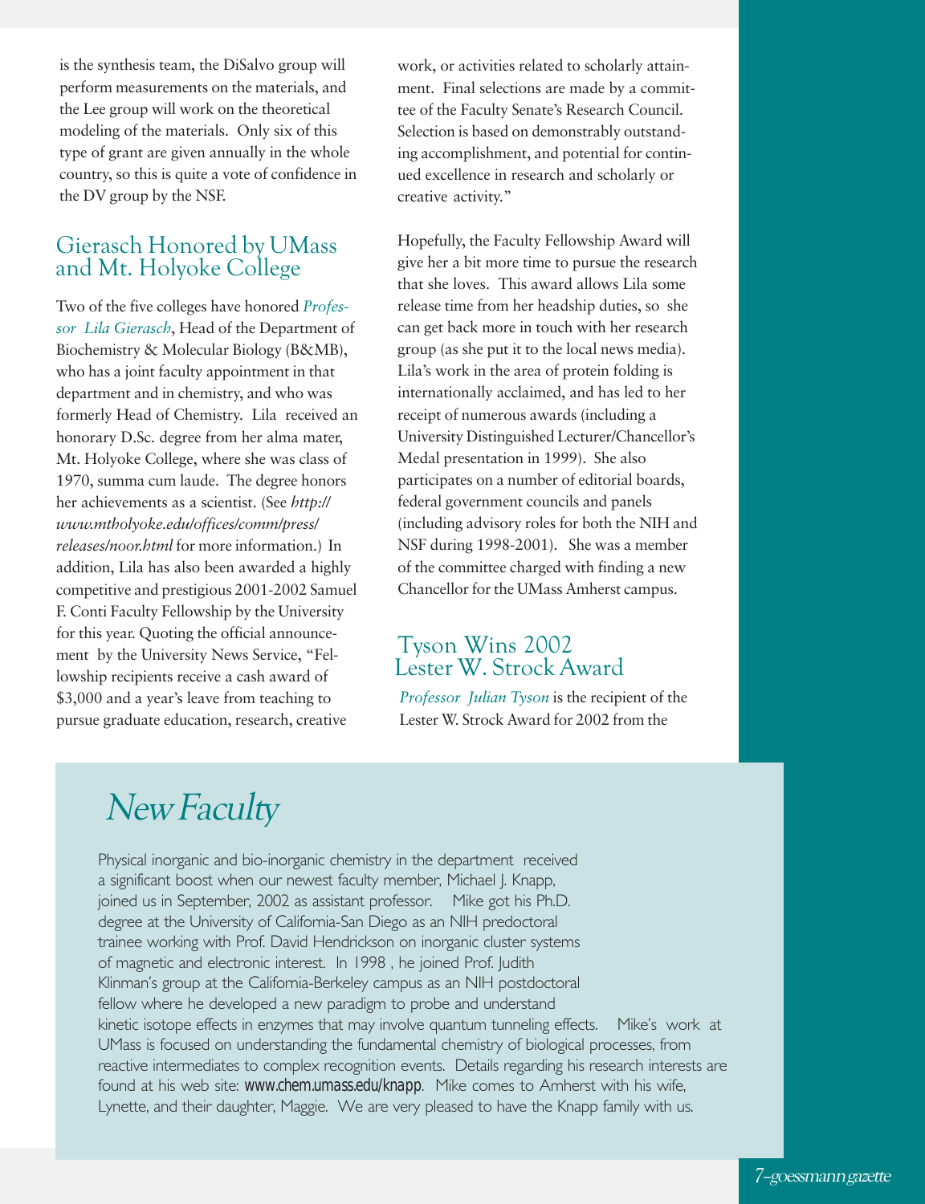is the synthesis team, the DiSalvo group will perform measurements on the materials, and the Lee group will work on the theoretical modeling of the materials. Only six of this type of grant are given annually in the whole country, so this is quite a vote of confidence in the DV group by the NSF.

## Gierasch Honored by UMass and Mt. Holyoke College

Two of the five colleges have honored *Professor Lila Gierasch*, Head of the Department of Biochemistry & Molecular Biology (B&MB), who has a joint faculty appointment in that department and in chemistry, and who was formerly Head of Chemistry. Lila received an honorary D.Sc. degree from her alma mater, Mt. Holyoke College, where she was class of 1970, summa cum laude. The degree honors her achievements as a scientist. (See *http://www.mtholyoke.edu/offices/comm/press/releases/noor.html* for more information.) In addition, Lila has also been awarded a highly competitive and prestigious 2001-2002 Samuel F. Conti Faculty Fellowship by the University for this year. Quoting the official announcement by the University News Service, "Fellowship recipients receive a cash award of $3,000 and a year's leave from teaching to pursue graduate education, research, creative work, or activities related to scholarly attainment. Final selections are made by a committee of the Faculty Senate's Research Council. Selection is based on demonstrably outstanding accomplishment, and potential for continued excellence in research and scholarly or creative activity."

Hopefully, the Faculty Fellowship Award will give her a bit more time to pursue the research that she loves. This award allows Lila some release time from her headship duties, so she can get back more in touch with her research group (as she put it to the local news media). Lila's work in the area of protein folding is internationally acclaimed, and has led to her receipt of numerous awards (including a University Distinguished Lecturer/Chancellor's Medal presentation in 1999). She also participates on a number of editorial boards, federal government councils and panels (including advisory roles for both the NIH and NSF during 1998-2001). She was a member of the committee charged with finding a new Chancellor for the UMass Amherst campus.

## Tyson Wins 2002 Lester W. Strock Award

*Professor Julian Tyson* is the recipient of the Lester W. Strock Award for 2002 from the

## *New Faculty*

Physical inorganic and bio-inorganic chemistry in the department received a significant boost when our newest faculty member, Michael J. Knapp, joined us in September, 2002 as assistant professor. Mike got his Ph.D. degree at the University of California-San Diego as an NIH predoctoral trainee working with Prof. David Hendrickson on inorganic cluster systems of magnetic and electronic interest. In 1998 , he joined Prof. Judith Klinman's group at the California-Berkeley campus as an NIH postdoctoral fellow where he developed a new paradigm to probe and understand kinetic isotope effects in enzymes that may involve quantum tunneling effects. Mike's work at UMass is focused on understanding the fundamental chemistry of biological processes, from reactive intermediates to complex recognition events. Details regarding his research interests are found at his web site: www.chem.umass.edu/knapp. Mike comes to Amherst with his wife, Lynette, and their daughter, Maggie. We are very pleased to have the Knapp family with us.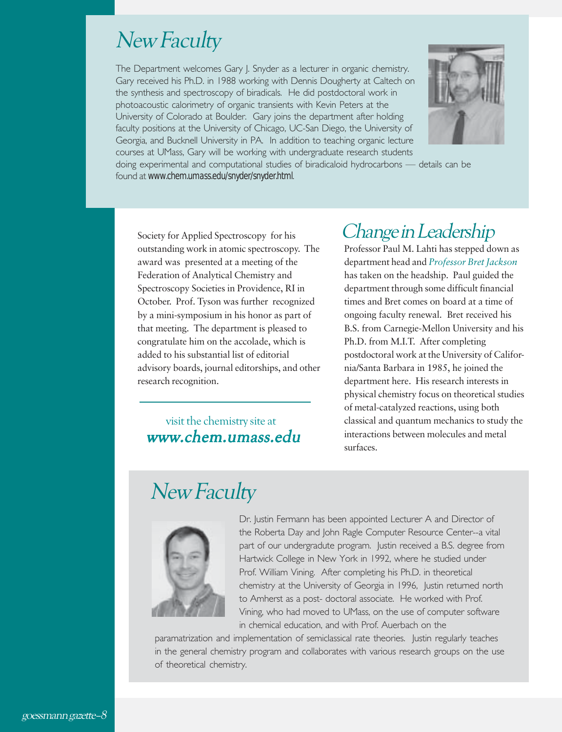# New Faculty

The Department welcomes Gary J. Snyder as a lecturer in organic chemistry. Gary received his Ph.D. in 1988 working with Dennis Dougherty at Caltech on the synthesis and spectroscopy of biradicals. He did postdoctoral work in photoacoustic calorimetry of organic transients with Kevin Peters at the University of Colorado at Boulder. Gary joins the department after holding faculty positions at the University of Chicago, UC-San Diego, the University of Georgia, and Bucknell University in PA. In addition to teaching organic lecture courses at UMass, Gary will be working with undergraduate research students doing experimental and computational studies of biradicaloid hydrocarbons — details can be found at www.chem.umass.edu/snyder/snyder.html.

Society for Applied Spectroscopy for his outstanding work in atomic spectroscopy. The award was presented at a meeting of the Federation of Analytical Chemistry and Spectroscopy Societies in Providence, RI in October. Prof. Tyson was further recognized by a mini-symposium in his honor as part of that meeting. The department is pleased to congratulate him on the accolade, which is added to his substantial list of editorial advisory boards, journal editorships, and other research recognition.

visit the chemistry site at
***www.chem.umass.edu***

# Change in Leadership

Professor Paul M. Lahti has stepped down as department head and *Professor Bret Jackson* has taken on the headship. Paul guided the department through some difficult financial times and Bret comes on board at a time of ongoing faculty renewal. Bret received his B.S. from Carnegie-Mellon University and his Ph.D. from M.I.T. After completing postdoctoral work at the University of California/Santa Barbara in 1985, he joined the department here. His research interests in physical chemistry focus on theoretical studies of metal-catalyzed reactions, using both classical and quantum mechanics to study the interactions between molecules and metal surfaces.

# New Faculty

Dr. Justin Fermann has been appointed Lecturer A and Director of the Roberta Day and John Ragle Computer Resource Center--a vital part of our undergradute program. Justin received a B.S. degree from Hartwick College in New York in 1992, where he studied under Prof. William Vining. After completing his Ph.D. in theoretical chemistry at the University of Georgia in 1996, Justin returned north to Amherst as a post- doctoral associate. He worked with Prof. Vining, who had moved to UMass, on the use of computer software in chemical education, and with Prof. Auerbach on the paramatrization and implementation of semiclassical rate theories. Justin regularly teaches in the general chemistry program and collaborates with various research groups on the use of theoretical chemistry.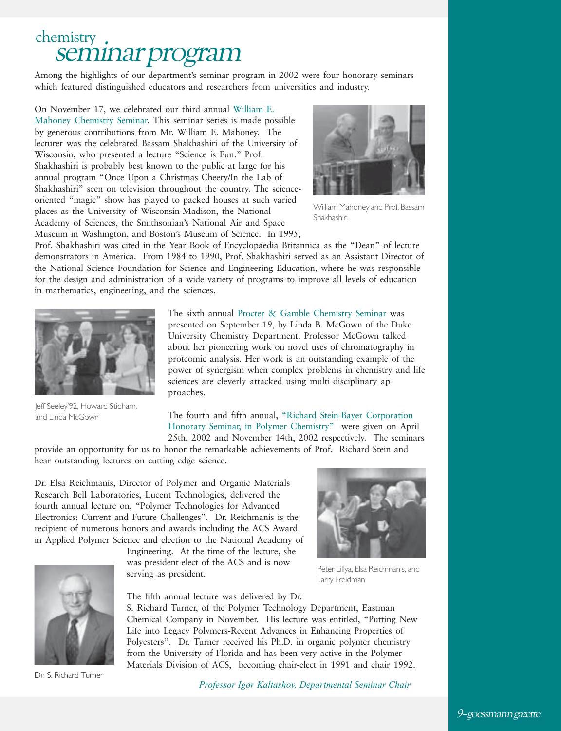# chemistry seminar program

Among the highlights of our department's seminar program in 2002 were four honorary seminars which featured distinguished educators and researchers from universities and industry.

On November 17, we celebrated our third annual William E. Mahoney Chemistry Seminar. This seminar series is made possible by generous contributions from Mr. William E. Mahoney. The lecturer was the celebrated Bassam Shakhashiri of the University of Wisconsin, who presented a lecture "Science is Fun." Prof. Shakhashiri is probably best known to the public at large for his annual program "Once Upon a Christmas Cheery/In the Lab of Shakhashiri" seen on television throughout the country. The science-oriented "magic" show has played to packed houses at such varied places as the University of Wisconsin-Madison, the National Academy of Sciences, the Smithsonian's National Air and Space Museum in Washington, and Boston's Museum of Science. In 1995, Prof. Shakhashiri was cited in the Year Book of Encyclopaedia Britannica as the "Dean" of lecture demonstrators in America. From 1984 to 1990, Prof. Shakhashiri served as an Assistant Director of the National Science Foundation for Science and Engineering Education, where he was responsible for the design and administration of a wide variety of programs to improve all levels of education in mathematics, engineering, and the sciences.

William Mahoney and Prof. Bassam Shakhashiri

The sixth annual Procter & Gamble Chemistry Seminar was presented on September 19, by Linda B. McGown of the Duke University Chemistry Department. Professor McGown talked about her pioneering work on novel uses of chromatography in proteomic analysis. Her work is an outstanding example of the power of synergism when complex problems in chemistry and life sciences are cleverly attacked using multi-disciplinary approaches.

Jeff Seeley'92, Howard Stidham, and Linda McGown

The fourth and fifth annual, "Richard Stein-Bayer Corporation Honorary Seminar, in Polymer Chemistry" were given on April 25th, 2002 and November 14th, 2002 respectively. The seminars provide an opportunity for us to honor the remarkable achievements of Prof. Richard Stein and hear outstanding lectures on cutting edge science.

Dr. Elsa Reichmanis, Director of Polymer and Organic Materials Research Bell Laboratories, Lucent Technologies, delivered the fourth annual lecture on, "Polymer Technologies for Advanced Electronics: Current and Future Challenges". Dr. Reichmanis is the recipient of numerous honors and awards including the ACS Award in Applied Polymer Science and election to the National Academy of Engineering. At the time of the lecture, she was president-elect of the ACS and is now serving as president.

Peter Lillya, Elsa Reichmanis, and Larry Freidman

The fifth annual lecture was delivered by Dr. S. Richard Turner, of the Polymer Technology Department, Eastman Chemical Company in November. His lecture was entitled, "Putting New Life into Legacy Polymers-Recent Advances in Enhancing Properties of Polyesters". Dr. Turner received his Ph.D. in organic polymer chemistry from the University of Florida and has been very active in the Polymer Materials Division of ACS, becoming chair-elect in 1991 and chair 1992.

Dr. S. Richard Turner

*Professor Igor Kaltashov, Departmental Seminar Chair*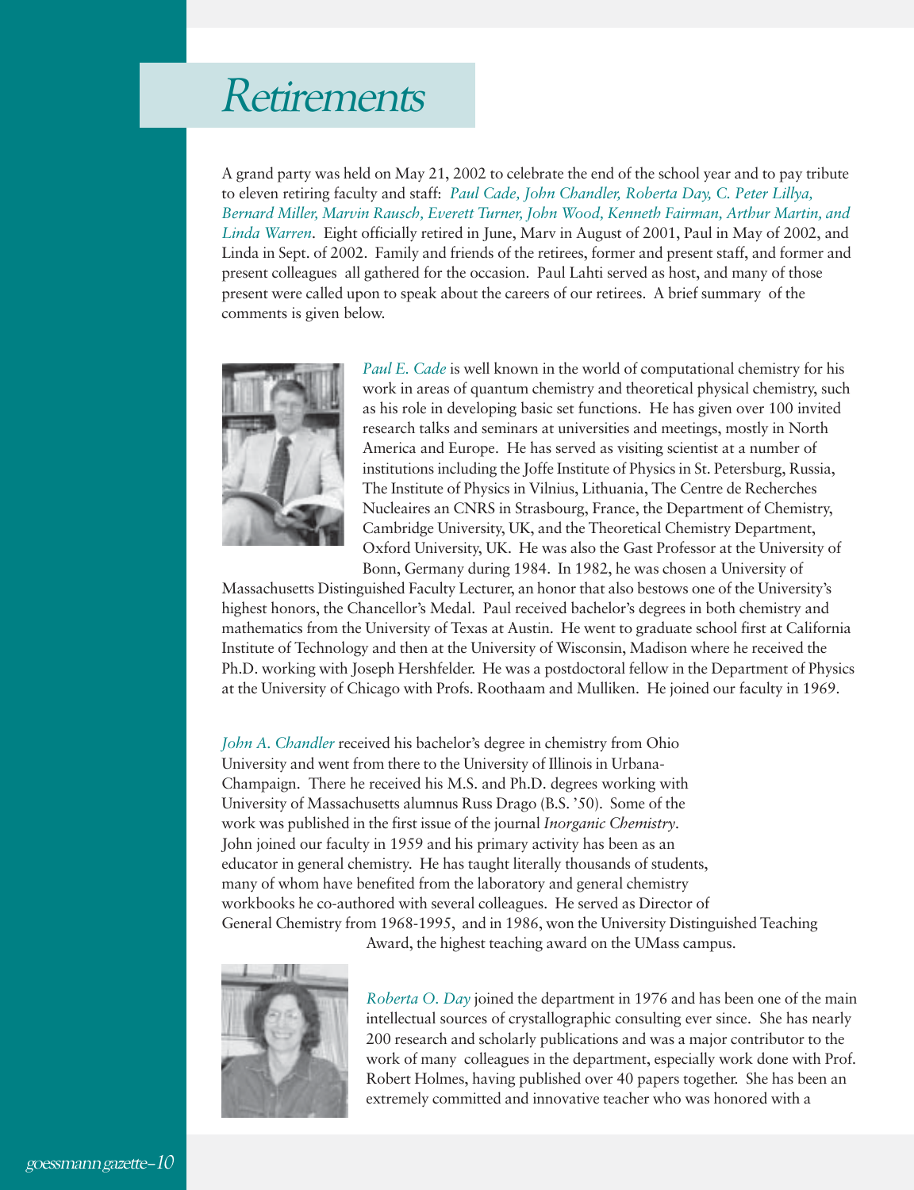# Retirements

A grand party was held on May 21, 2002 to celebrate the end of the school year and to pay tribute to eleven retiring faculty and staff: *Paul Cade, John Chandler, Roberta Day, C. Peter Lillya, Bernard Miller, Marvin Rausch, Everett Turner, John Wood, Kenneth Fairman, Arthur Martin, and Linda Warren*. Eight officially retired in June, Marv in August of 2001, Paul in May of 2002, and Linda in Sept. of 2002. Family and friends of the retirees, former and present staff, and former and present colleagues all gathered for the occasion. Paul Lahti served as host, and many of those present were called upon to speak about the careers of our retirees. A brief summary of the comments is given below.

*Paul E. Cade* is well known in the world of computational chemistry for his work in areas of quantum chemistry and theoretical physical chemistry, such as his role in developing basic set functions. He has given over 100 invited research talks and seminars at universities and meetings, mostly in North America and Europe. He has served as visiting scientist at a number of institutions including the Joffe Institute of Physics in St. Petersburg, Russia, The Institute of Physics in Vilnius, Lithuania, The Centre de Recherches Nucleaires an CNRS in Strasbourg, France, the Department of Chemistry, Cambridge University, UK, and the Theoretical Chemistry Department, Oxford University, UK. He was also the Gast Professor at the University of Bonn, Germany during 1984. In 1982, he was chosen a University of Massachusetts Distinguished Faculty Lecturer, an honor that also bestows one of the University's highest honors, the Chancellor's Medal. Paul received bachelor's degrees in both chemistry and mathematics from the University of Texas at Austin. He went to graduate school first at California Institute of Technology and then at the University of Wisconsin, Madison where he received the Ph.D. working with Joseph Hershfelder. He was a postdoctoral fellow in the Department of Physics at the University of Chicago with Profs. Roothaam and Mulliken. He joined our faculty in 1969.

*John A. Chandler* received his bachelor's degree in chemistry from Ohio University and went from there to the University of Illinois in Urbana-Champaign. There he received his M.S. and Ph.D. degrees working with University of Massachusetts alumnus Russ Drago (B.S. '50). Some of the work was published in the first issue of the journal *Inorganic Chemistry*. John joined our faculty in 1959 and his primary activity has been as an educator in general chemistry. He has taught literally thousands of students, many of whom have benefited from the laboratory and general chemistry workbooks he co-authored with several colleagues. He served as Director of General Chemistry from 1968-1995, and in 1986, won the University Distinguished Teaching Award, the highest teaching award on the UMass campus.

*Roberta O. Day* joined the department in 1976 and has been one of the main intellectual sources of crystallographic consulting ever since. She has nearly 200 research and scholarly publications and was a major contributor to the work of many colleagues in the department, especially work done with Prof. Robert Holmes, having published over 40 papers together. She has been an extremely committed and innovative teacher who was honored with a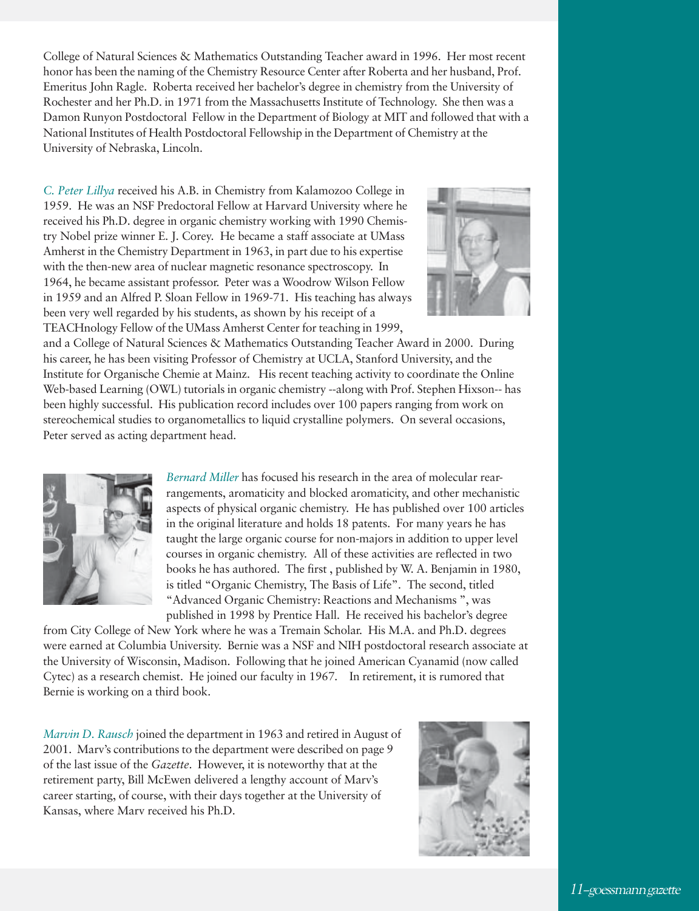College of Natural Sciences & Mathematics Outstanding Teacher award in 1996. Her most recent honor has been the naming of the Chemistry Resource Center after Roberta and her husband, Prof. Emeritus John Ragle. Roberta received her bachelor's degree in chemistry from the University of Rochester and her Ph.D. in 1971 from the Massachusetts Institute of Technology. She then was a Damon Runyon Postdoctoral Fellow in the Department of Biology at MIT and followed that with a National Institutes of Health Postdoctoral Fellowship in the Department of Chemistry at the University of Nebraska, Lincoln.

*C. Peter Lillya* received his A.B. in Chemistry from Kalamozoo College in 1959. He was an NSF Predoctoral Fellow at Harvard University where he received his Ph.D. degree in organic chemistry working with 1990 Chemistry Nobel prize winner E. J. Corey. He became a staff associate at UMass Amherst in the Chemistry Department in 1963, in part due to his expertise with the then-new area of nuclear magnetic resonance spectroscopy. In 1964, he became assistant professor. Peter was a Woodrow Wilson Fellow in 1959 and an Alfred P. Sloan Fellow in 1969-71. His teaching has always been very well regarded by his students, as shown by his receipt of a TEACHnology Fellow of the UMass Amherst Center for teaching in 1999, and a College of Natural Sciences & Mathematics Outstanding Teacher Award in 2000. During his career, he has been visiting Professor of Chemistry at UCLA, Stanford University, and the Institute for Organische Chemie at Mainz. His recent teaching activity to coordinate the Online Web-based Learning (OWL) tutorials in organic chemistry --along with Prof. Stephen Hixson-- has been highly successful. His publication record includes over 100 papers ranging from work on stereochemical studies to organometallics to liquid crystalline polymers. On several occasions, Peter served as acting department head.

*Bernard Miller* has focused his research in the area of molecular rearrangements, aromaticity and blocked aromaticity, and other mechanistic aspects of physical organic chemistry. He has published over 100 articles in the original literature and holds 18 patents. For many years he has taught the large organic course for non-majors in addition to upper level courses in organic chemistry. All of these activities are reflected in two books he has authored. The first , published by W. A. Benjamin in 1980, is titled "Organic Chemistry, The Basis of Life". The second, titled "Advanced Organic Chemistry: Reactions and Mechanisms ", was published in 1998 by Prentice Hall. He received his bachelor's degree from City College of New York where he was a Tremain Scholar. His M.A. and Ph.D. degrees were earned at Columbia University. Bernie was a NSF and NIH postdoctoral research associate at the University of Wisconsin, Madison. Following that he joined American Cyanamid (now called Cytec) as a research chemist. He joined our faculty in 1967. In retirement, it is rumored that Bernie is working on a third book.

*Marvin D. Rausch* joined the department in 1963 and retired in August of 2001. Marv's contributions to the department were described on page 9 of the last issue of the *Gazette*. However, it is noteworthy that at the retirement party, Bill McEwen delivered a lengthy account of Marv's career starting, of course, with their days together at the University of Kansas, where Marv received his Ph.D.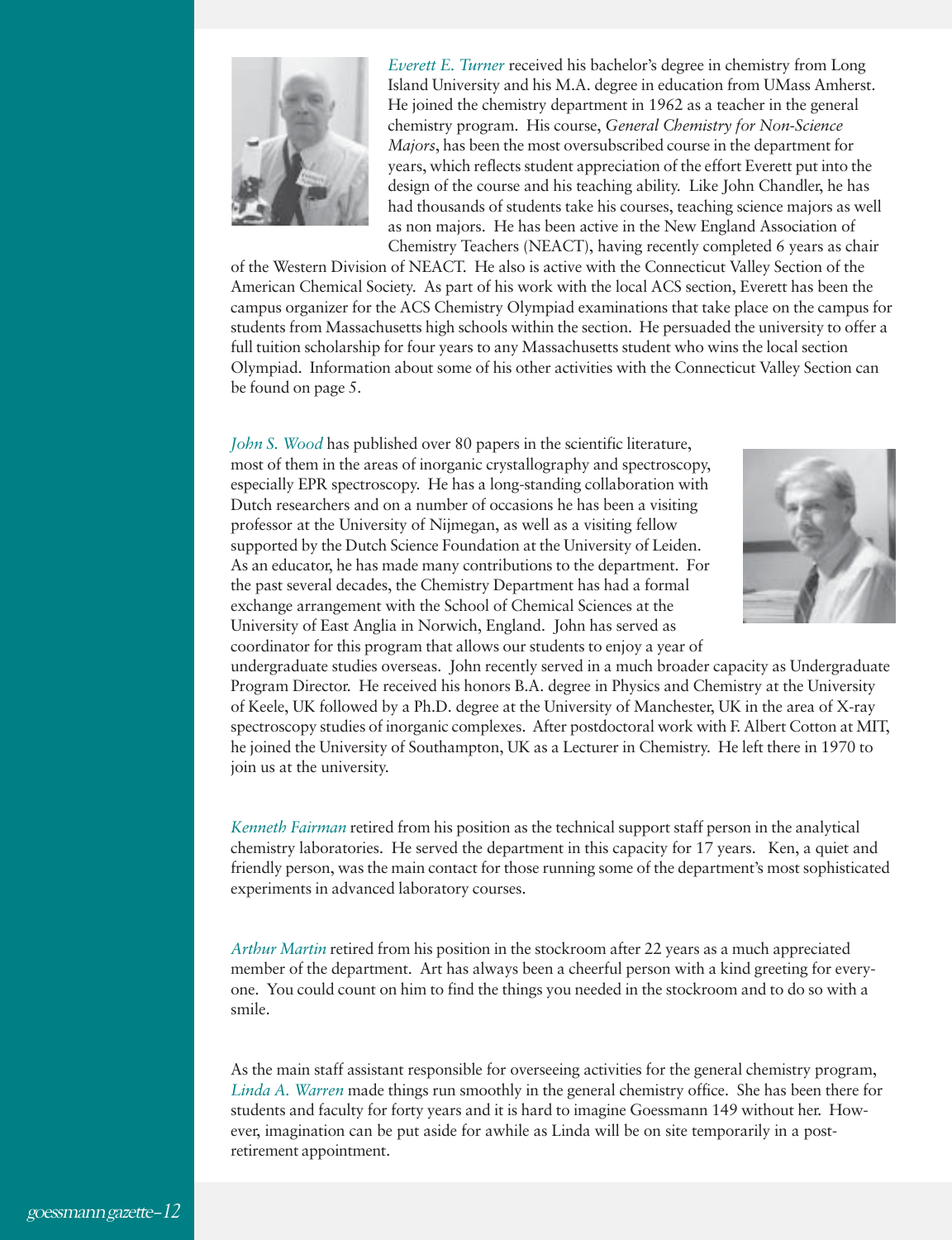*Everett E. Turner* received his bachelor's degree in chemistry from Long Island University and his M.A. degree in education from UMass Amherst. He joined the chemistry department in 1962 as a teacher in the general chemistry program. His course, *General Chemistry for Non-Science Majors*, has been the most oversubscribed course in the department for years, which reflects student appreciation of the effort Everett put into the design of the course and his teaching ability. Like John Chandler, he has had thousands of students take his courses, teaching science majors as well as non majors. He has been active in the New England Association of Chemistry Teachers (NEACT), having recently completed 6 years as chair of the Western Division of NEACT. He also is active with the Connecticut Valley Section of the American Chemical Society. As part of his work with the local ACS section, Everett has been the campus organizer for the ACS Chemistry Olympiad examinations that take place on the campus for students from Massachusetts high schools within the section. He persuaded the university to offer a full tuition scholarship for four years to any Massachusetts student who wins the local section Olympiad. Information about some of his other activities with the Connecticut Valley Section can be found on page 5.

*John S. Wood* has published over 80 papers in the scientific literature, most of them in the areas of inorganic crystallography and spectroscopy, especially EPR spectroscopy. He has a long-standing collaboration with Dutch researchers and on a number of occasions he has been a visiting professor at the University of Nijmegan, as well as a visiting fellow supported by the Dutch Science Foundation at the University of Leiden. As an educator, he has made many contributions to the department. For the past several decades, the Chemistry Department has had a formal exchange arrangement with the School of Chemical Sciences at the University of East Anglia in Norwich, England. John has served as coordinator for this program that allows our students to enjoy a year of undergraduate studies overseas. John recently served in a much broader capacity as Undergraduate Program Director. He received his honors B.A. degree in Physics and Chemistry at the University of Keele, UK followed by a Ph.D. degree at the University of Manchester, UK in the area of X-ray spectroscopy studies of inorganic complexes. After postdoctoral work with F. Albert Cotton at MIT, he joined the University of Southampton, UK as a Lecturer in Chemistry. He left there in 1970 to join us at the university.

*Kenneth Fairman* retired from his position as the technical support staff person in the analytical chemistry laboratories. He served the department in this capacity for 17 years. Ken, a quiet and friendly person, was the main contact for those running some of the department's most sophisticated experiments in advanced laboratory courses.

*Arthur Martin* retired from his position in the stockroom after 22 years as a much appreciated member of the department. Art has always been a cheerful person with a kind greeting for everyone. You could count on him to find the things you needed in the stockroom and to do so with a smile.

As the main staff assistant responsible for overseeing activities for the general chemistry program, *Linda A. Warren* made things run smoothly in the general chemistry office. She has been there for students and faculty for forty years and it is hard to imagine Goessmann 149 without her. However, imagination can be put aside for awhile as Linda will be on site temporarily in a post-retirement appointment.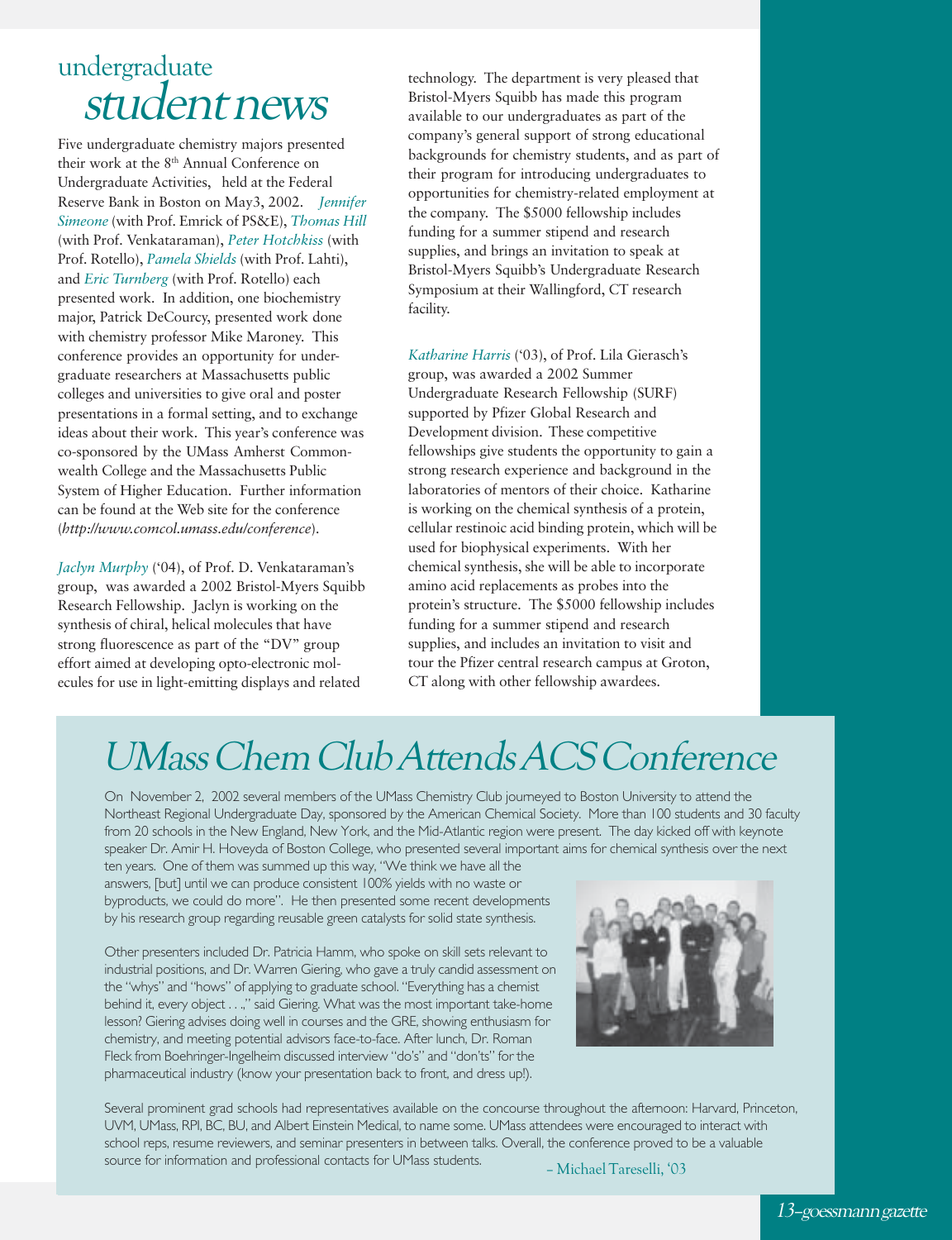# undergraduate *student news*

Five undergraduate chemistry majors presented their work at the 8th Annual Conference on Undergraduate Activities, held at the Federal Reserve Bank in Boston on May3, 2002. *Jennifer Simeone* (with Prof. Emrick of PS&E), *Thomas Hill* (with Prof. Venkataraman), *Peter Hotchkiss* (with Prof. Rotello), *Pamela Shields* (with Prof. Lahti), and *Eric Turnberg* (with Prof. Rotello) each presented work. In addition, one biochemistry major, Patrick DeCourcy, presented work done with chemistry professor Mike Maroney. This conference provides an opportunity for undergraduate researchers at Massachusetts public colleges and universities to give oral and poster presentations in a formal setting, and to exchange ideas about their work. This year's conference was co-sponsored by the UMass Amherst Commonwealth College and the Massachusetts Public System of Higher Education. Further information can be found at the Web site for the conference (*http://www.comcol.umass.edu/conference*).

*Jaclyn Murphy* ('04), of Prof. D. Venkataraman's group, was awarded a 2002 Bristol-Myers Squibb Research Fellowship. Jaclyn is working on the synthesis of chiral, helical molecules that have strong fluorescence as part of the "DV" group effort aimed at developing opto-electronic molecules for use in light-emitting displays and related technology. The department is very pleased that Bristol-Myers Squibb has made this program available to our undergraduates as part of the company's general support of strong educational backgrounds for chemistry students, and as part of their program for introducing undergraduates to opportunities for chemistry-related employment at the company. The $5000 fellowship includes funding for a summer stipend and research supplies, and brings an invitation to speak at Bristol-Myers Squibb's Undergraduate Research Symposium at their Wallingford, CT research facility.

*Katharine Harris* ('03), of Prof. Lila Gierasch's group, was awarded a 2002 Summer Undergraduate Research Fellowship (SURF) supported by Pfizer Global Research and Development division. These competitive fellowships give students the opportunity to gain a strong research experience and background in the laboratories of mentors of their choice. Katharine is working on the chemical synthesis of a protein, cellular restinoic acid binding protein, which will be used for biophysical experiments. With her chemical synthesis, she will be able to incorporate amino acid replacements as probes into the protein's structure. The $5000 fellowship includes funding for a summer stipend and research supplies, and includes an invitation to visit and tour the Pfizer central research campus at Groton, CT along with other fellowship awardees.

## UMass Chem Club Attends ACS Conference

On November 2, 2002 several members of the UMass Chemistry Club journeyed to Boston University to attend the Northeast Regional Undergraduate Day, sponsored by the American Chemical Society. More than 100 students and 30 faculty from 20 schools in the New England, New York, and the Mid-Atlantic region were present. The day kicked off with keynote speaker Dr. Amir H. Hoveyda of Boston College, who presented several important aims for chemical synthesis over the next ten years. One of them was summed up this way, "We think we have all the answers, [but] until we can produce consistent 100% yields with no waste or byproducts, we could do more". He then presented some recent developments by his research group regarding reusable green catalysts for solid state synthesis.

Other presenters included Dr. Patricia Hamm, who spoke on skill sets relevant to industrial positions, and Dr. Warren Giering, who gave a truly candid assessment on the "whys" and "hows" of applying to graduate school. "Everything has a chemist behind it, every object . . .," said Giering. What was the most important take-home lesson? Giering advises doing well in courses and the GRE, showing enthusiasm for chemistry, and meeting potential advisors face-to-face. After lunch, Dr. Roman Fleck from Boehringer-Ingelheim discussed interview "do's" and "don'ts" for the pharmaceutical industry (know your presentation back to front, and dress up!).

Several prominent grad schools had representatives available on the concourse throughout the afternoon: Harvard, Princeton, UVM, UMass, RPI, BC, BU, and Albert Einstein Medical, to name some. UMass attendees were encouraged to interact with school reps, resume reviewers, and seminar presenters in between talks. Overall, the conference proved to be a valuable source for information and professional contacts for UMass students.

– Michael Tareselli, '03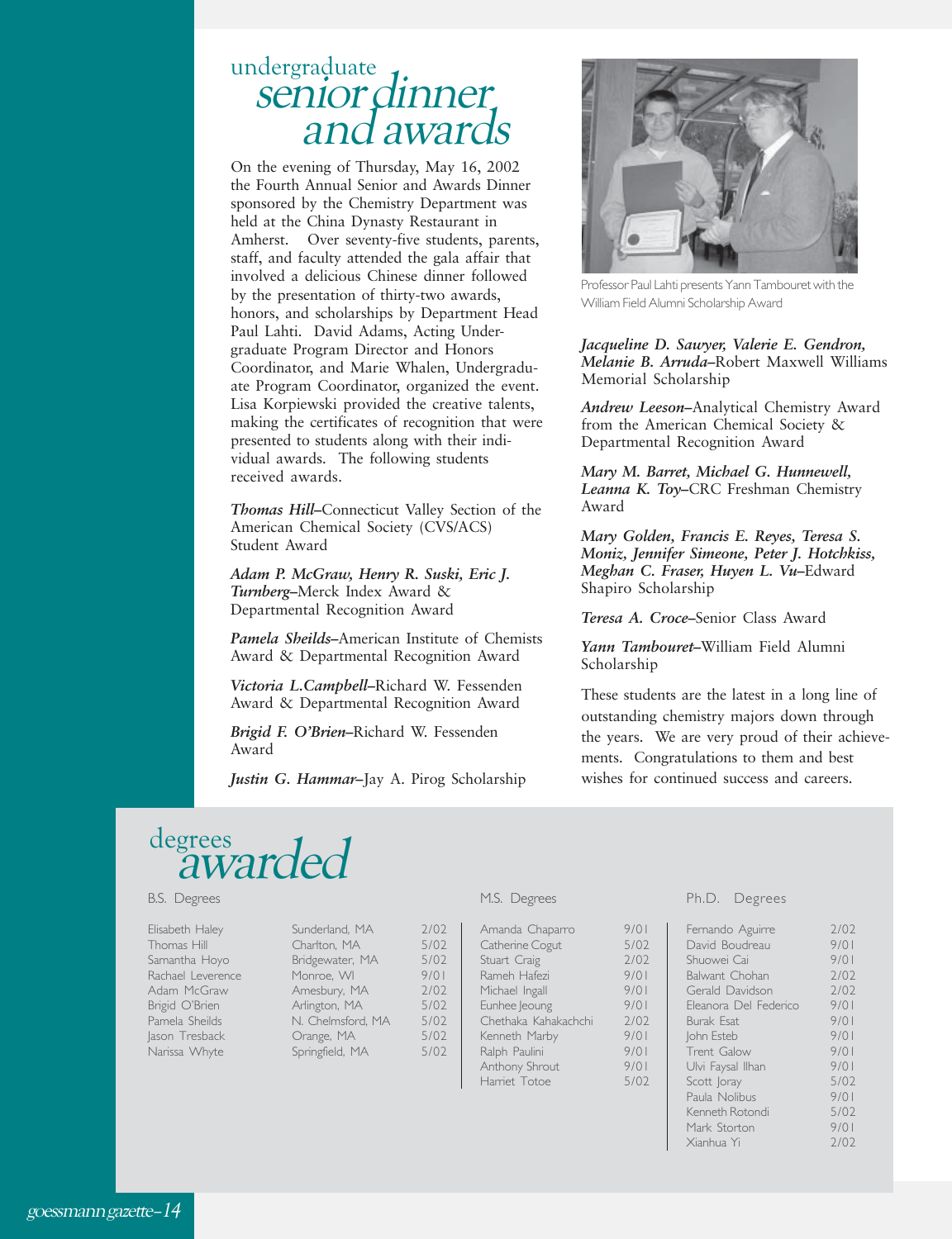# undergraduate senior dinner and awards

On the evening of Thursday, May 16, 2002 the Fourth Annual Senior and Awards Dinner sponsored by the Chemistry Department was held at the China Dynasty Restaurant in Amherst. Over seventy-five students, parents, staff, and faculty attended the gala affair that involved a delicious Chinese dinner followed by the presentation of thirty-two awards, honors, and scholarships by Department Head Paul Lahti. David Adams, Acting Undergraduate Program Director and Honors Coordinator, and Marie Whalen, Undergraduate Program Coordinator, organized the event. Lisa Korpiewski provided the creative talents, making the certificates of recognition that were presented to students along with their individual awards. The following students received awards.

***Thomas Hill***–Connecticut Valley Section of the American Chemical Society (CVS/ACS) Student Award

***Adam P. McGraw, Henry R. Suski, Eric J. Turnberg***–Merck Index Award & Departmental Recognition Award

***Pamela Sheilds***–American Institute of Chemists Award & Departmental Recognition Award

***Victoria L.Campbell***–Richard W. Fessenden Award & Departmental Recognition Award

***Brigid F. O'Brien***–Richard W. Fessenden Award

***Justin G. Hammar***–Jay A. Pirog Scholarship

Professor Paul Lahti presents Yann Tambouret with the William Field Alumni Scholarship Award

***Jacqueline D. Sawyer, Valerie E. Gendron, Melanie B. Arruda***–Robert Maxwell Williams Memorial Scholarship

***Andrew Leeson***–Analytical Chemistry Award from the American Chemical Society & Departmental Recognition Award

***Mary M. Barret, Michael G. Hunnewell, Leanna K. Toy***–CRC Freshman Chemistry Award

***Mary Golden, Francis E. Reyes, Teresa S. Moniz, Jennifer Simeone, Peter J. Hotchkiss, Meghan C. Fraser, Huyen L. Vu***–Edward Shapiro Scholarship

***Teresa A. Croce***–Senior Class Award

***Yann Tambouret***–William Field Alumni Scholarship

These students are the latest in a long line of outstanding chemistry majors down through the years. We are very proud of their achievements. Congratulations to them and best wishes for continued success and careers.

# degrees awarded

## B.S. Degrees

| Name | Hometown | Date |
|---|---|---|
| Elisabeth Haley | Sunderland, MA | 2/02 |
| Thomas Hill | Charlton, MA | 5/02 |
| Samantha Hoyo | Bridgewater, MA | 5/02 |
| Rachael Leverence | Monroe, WI | 9/01 |
| Adam McGraw | Amesbury, MA | 2/02 |
| Brigid O'Brien | Arlington, MA | 5/02 |
| Pamela Sheilds | N. Chelmsford, MA | 5/02 |
| Jason Tresback | Orange, MA | 5/02 |
| Narissa Whyte | Springfield, MA | 5/02 |

## M.S. Degrees

| Name | Date |
|---|---|
| Amanda Chaparro | 9/01 |
| Catherine Cogut | 5/02 |
| Stuart Craig | 2/02 |
| Rameh Hafezi | 9/01 |
| Michael Ingall | 9/01 |
| Eunhee Jeoung | 9/01 |
| Chethaka Kahakachchi | 2/02 |
| Kenneth Marby | 9/01 |
| Ralph Paulini | 9/01 |
| Anthony Shrout | 9/01 |
| Harriet Totoe | 5/02 |

## Ph.D. Degrees

| Name | Date |
|---|---|
| Fernando Aguirre | 2/02 |
| David Boudreau | 9/01 |
| Shuowei Cai | 9/01 |
| Balwant Chohan | 2/02 |
| Gerald Davidson | 2/02 |
| Eleanora Del Federico | 9/01 |
| Burak Esat | 9/01 |
| John Esteb | 9/01 |
| Trent Galow | 9/01 |
| Ulvi Faysal Ilhan | 9/01 |
| Scott Joray | 5/02 |
| Paula Nolibus | 9/01 |
| Kenneth Rotondi | 5/02 |
| Mark Storton | 9/01 |
| Xianhua Yi | 2/02 |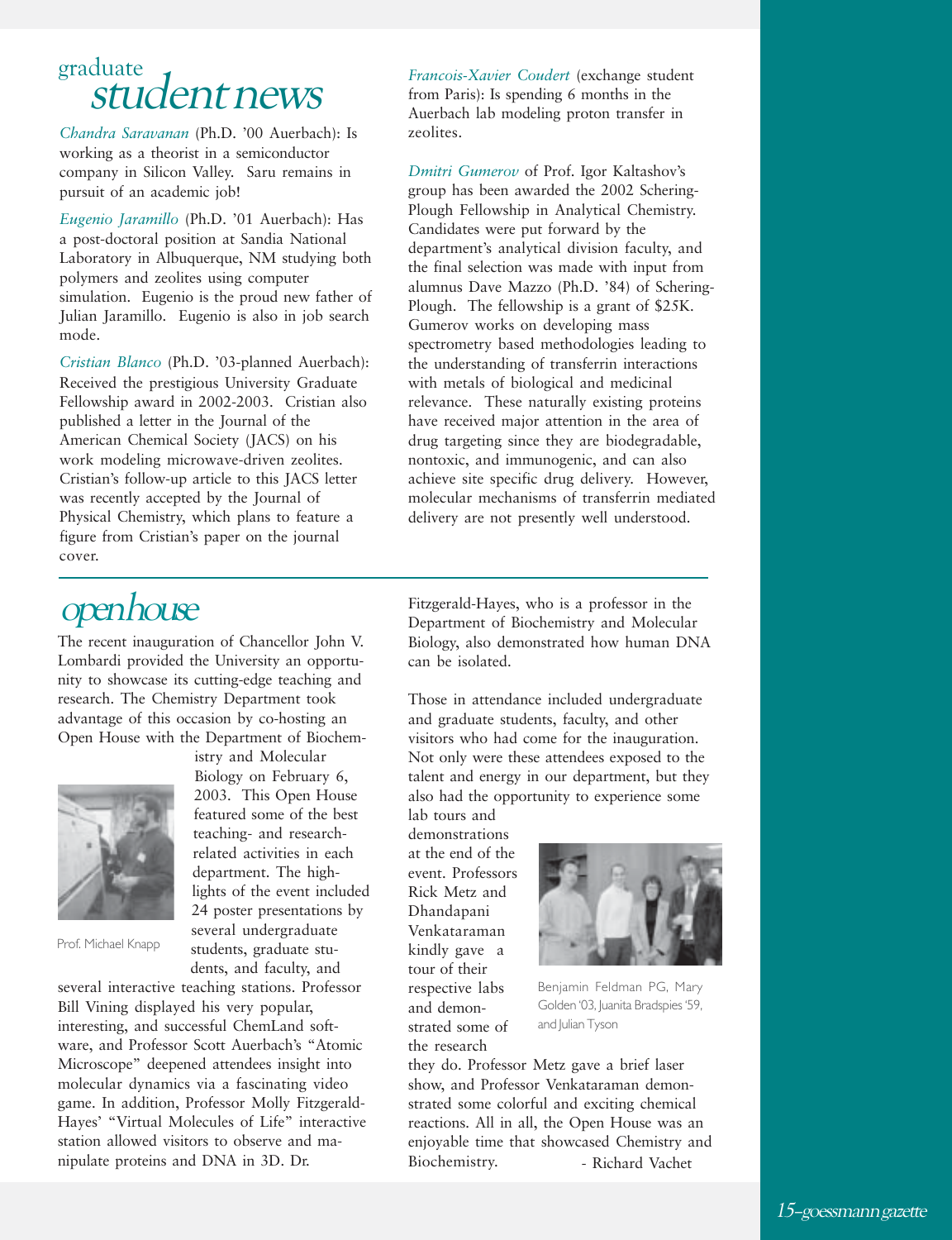# graduate student news

*Chandra Saravanan* (Ph.D. '00 Auerbach): Is working as a theorist in a semiconductor company in Silicon Valley. Saru remains in pursuit of an academic job!

*Eugenio Jaramillo* (Ph.D. '01 Auerbach): Has a post-doctoral position at Sandia National Laboratory in Albuquerque, NM studying both polymers and zeolites using computer simulation. Eugenio is the proud new father of Julian Jaramillo. Eugenio is also in job search mode.

*Cristian Blanco* (Ph.D. '03-planned Auerbach): Received the prestigious University Graduate Fellowship award in 2002-2003. Cristian also published a letter in the Journal of the American Chemical Society (JACS) on his work modeling microwave-driven zeolites. Cristian's follow-up article to this JACS letter was recently accepted by the Journal of Physical Chemistry, which plans to feature a figure from Cristian's paper on the journal cover.

*Francois-Xavier Coudert* (exchange student from Paris): Is spending 6 months in the Auerbach lab modeling proton transfer in zeolites.

*Dmitri Gumerov* of Prof. Igor Kaltashov's group has been awarded the 2002 Schering-Plough Fellowship in Analytical Chemistry. Candidates were put forward by the department's analytical division faculty, and the final selection was made with input from alumnus Dave Mazzo (Ph.D. '84) of Schering-Plough. The fellowship is a grant of $25K. Gumerov works on developing mass spectrometry based methodologies leading to the understanding of transferrin interactions with metals of biological and medicinal relevance. These naturally existing proteins have received major attention in the area of drug targeting since they are biodegradable, nontoxic, and immunogenic, and can also achieve site specific drug delivery. However, molecular mechanisms of transferrin mediated delivery are not presently well understood.

# open house

The recent inauguration of Chancellor John V. Lombardi provided the University an opportunity to showcase its cutting-edge teaching and research. The Chemistry Department took advantage of this occasion by co-hosting an Open House with the Department of Biochemistry and Molecular Biology on February 6, 2003. This Open House featured some of the best teaching- and research-related activities in each department. The highlights of the event included 24 poster presentations by several undergraduate students, graduate students, and faculty, and several interactive teaching stations. Professor Bill Vining displayed his very popular, interesting, and successful ChemLand software, and Professor Scott Auerbach's "Atomic Microscope" deepened attendees insight into molecular dynamics via a fascinating video game. In addition, Professor Molly Fitzgerald-Hayes' "Virtual Molecules of Life" interactive station allowed visitors to observe and manipulate proteins and DNA in 3D. Dr. Fitzgerald-Hayes, who is a professor in the Department of Biochemistry and Molecular Biology, also demonstrated how human DNA can be isolated.

Prof. Michael Knapp

Those in attendance included undergraduate and graduate students, faculty, and other visitors who had come for the inauguration. Not only were these attendees exposed to the talent and energy in our department, but they also had the opportunity to experience some lab tours and demonstrations at the end of the event. Professors Rick Metz and Dhandapani Venkataraman kindly gave a tour of their respective labs and demonstrated some of the research they do. Professor Metz gave a brief laser show, and Professor Venkataraman demonstrated some colorful and exciting chemical reactions. All in all, the Open House was an enjoyable time that showcased Chemistry and Biochemistry.

\- Richard Vachet

Benjamin Feldman PG, Mary Golden '03, Juanita Bradspies '59, and Julian Tyson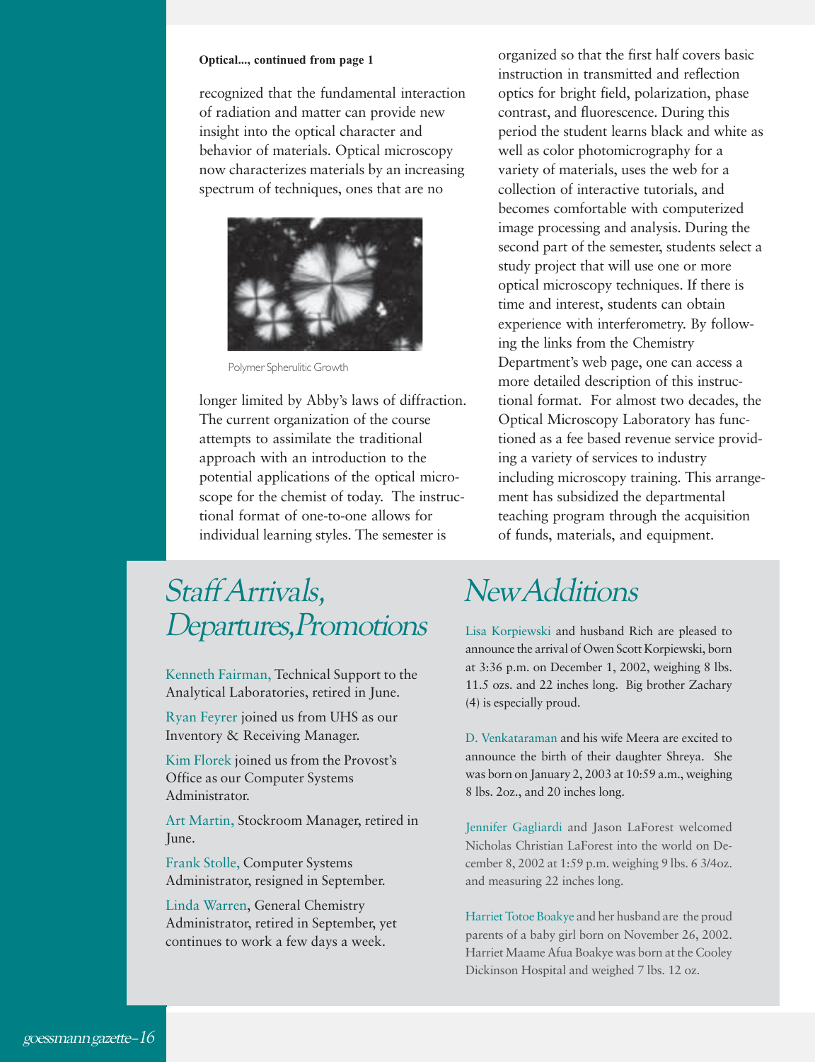**Optical..., continued from page 1**

recognized that the fundamental interaction of radiation and matter can provide new insight into the optical character and behavior of materials. Optical microscopy now characterizes materials by an increasing spectrum of techniques, ones that are no longer limited by Abby's laws of diffraction. The current organization of the course attempts to assimilate the traditional approach with an introduction to the potential applications of the optical microscope for the chemist of today. The instructional format of one-to-one allows for individual learning styles. The semester is organized so that the first half covers basic instruction in transmitted and reflection optics for bright field, polarization, phase contrast, and fluorescence. During this period the student learns black and white as well as color photomicrography for a variety of materials, uses the web for a collection of interactive tutorials, and becomes comfortable with computerized image processing and analysis. During the second part of the semester, students select a study project that will use one or more optical microscopy techniques. If there is time and interest, students can obtain experience with interferometry. By following the links from the Chemistry Department's web page, one can access a more detailed description of this instructional format. For almost two decades, the Optical Microscopy Laboratory has functioned as a fee based revenue service providing a variety of services to industry including microscopy training. This arrangement has subsidized the departmental teaching program through the acquisition of funds, materials, and equipment.

Polymer Spherulitic Growth

## Staff Arrivals, Departures, Promotions

Kenneth Fairman, Technical Support to the Analytical Laboratories, retired in June.

Ryan Feyrer joined us from UHS as our Inventory & Receiving Manager.

Kim Florek joined us from the Provost's Office as our Computer Systems Administrator.

Art Martin, Stockroom Manager, retired in June.

Frank Stolle, Computer Systems Administrator, resigned in September.

Linda Warren, General Chemistry Administrator, retired in September, yet continues to work a few days a week.

## New Additions

Lisa Korpiewski and husband Rich are pleased to announce the arrival of Owen Scott Korpiewski, born at 3:36 p.m. on December 1, 2002, weighing 8 lbs. 11.5 ozs. and 22 inches long. Big brother Zachary (4) is especially proud.

D. Venkataraman and his wife Meera are excited to announce the birth of their daughter Shreya. She was born on January 2, 2003 at 10:59 a.m., weighing 8 lbs. 2oz., and 20 inches long.

Jennifer Gagliardi and Jason LaForest welcomed Nicholas Christian LaForest into the world on December 8, 2002 at 1:59 p.m. weighing 9 lbs. 6 3/4oz. and measuring 22 inches long.

Harriet Totoe Boakye and her husband are the proud parents of a baby girl born on November 26, 2002. Harriet Maame Afua Boakye was born at the Cooley Dickinson Hospital and weighed 7 lbs. 12 oz.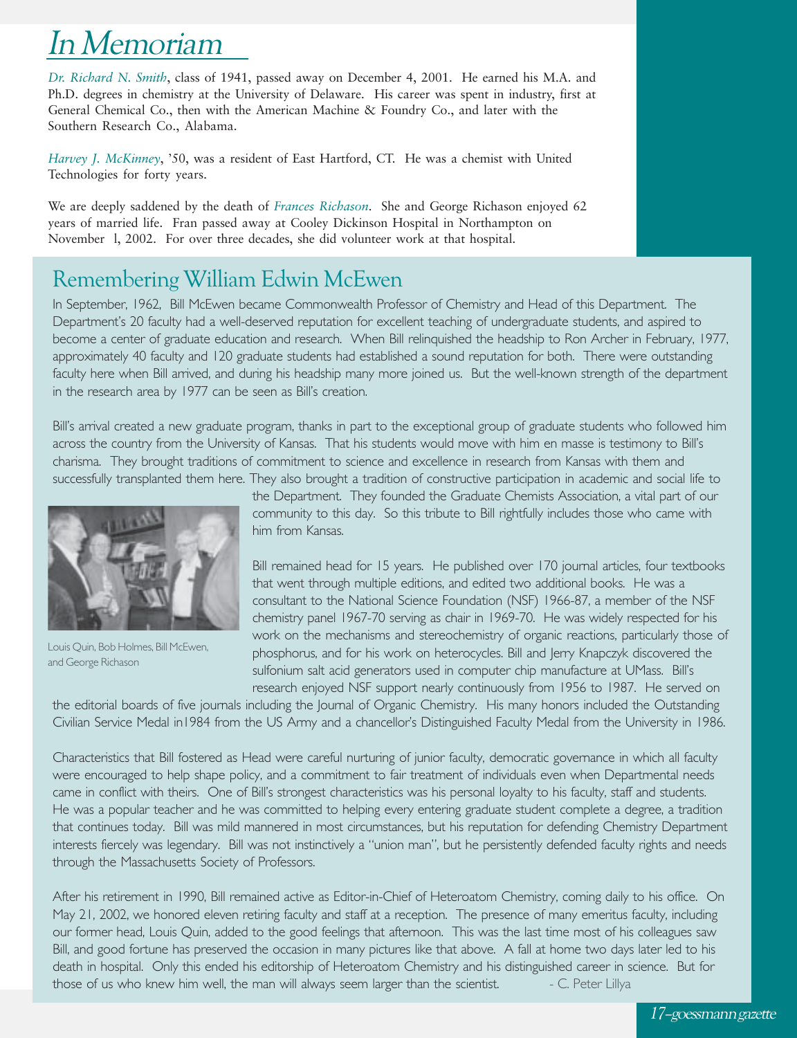# In Memoriam

*Dr. Richard N. Smith*, class of 1941, passed away on December 4, 2001. He earned his M.A. and Ph.D. degrees in chemistry at the University of Delaware. His career was spent in industry, first at General Chemical Co., then with the American Machine & Foundry Co., and later with the Southern Research Co., Alabama.

*Harvey J. McKinney*, '50, was a resident of East Hartford, CT. He was a chemist with United Technologies for forty years.

We are deeply saddened by the death of *Frances Richason*. She and George Richason enjoyed 62 years of married life. Fran passed away at Cooley Dickinson Hospital in Northampton on November 1, 2002. For over three decades, she did volunteer work at that hospital.

## Remembering William Edwin McEwen

In September, 1962, Bill McEwen became Commonwealth Professor of Chemistry and Head of this Department. The Department's 20 faculty had a well-deserved reputation for excellent teaching of undergraduate students, and aspired to become a center of graduate education and research. When Bill relinquished the headship to Ron Archer in February, 1977, approximately 40 faculty and 120 graduate students had established a sound reputation for both. There were outstanding faculty here when Bill arrived, and during his headship many more joined us. But the well-known strength of the department in the research area by 1977 can be seen as Bill's creation.

Bill's arrival created a new graduate program, thanks in part to the exceptional group of graduate students who followed him across the country from the University of Kansas. That his students would move with him en masse is testimony to Bill's charisma. They brought traditions of commitment to science and excellence in research from Kansas with them and successfully transplanted them here. They also brought a tradition of constructive participation in academic and social life to the Department. They founded the Graduate Chemists Association, a vital part of our community to this day. So this tribute to Bill rightfully includes those who came with him from Kansas.

Louis Quin, Bob Holmes, Bill McEwen, and George Richason

Bill remained head for 15 years. He published over 170 journal articles, four textbooks that went through multiple editions, and edited two additional books. He was a consultant to the National Science Foundation (NSF) 1966-87, a member of the NSF chemistry panel 1967-70 serving as chair in 1969-70. He was widely respected for his work on the mechanisms and stereochemistry of organic reactions, particularly those of phosphorus, and for his work on heterocycles. Bill and Jerry Knapczyk discovered the sulfonium salt acid generators used in computer chip manufacture at UMass. Bill's research enjoyed NSF support nearly continuously from 1956 to 1987. He served on the editorial boards of five journals including the Journal of Organic Chemistry. His many honors included the Outstanding Civilian Service Medal in1984 from the US Army and a chancellor's Distinguished Faculty Medal from the University in 1986.

Characteristics that Bill fostered as Head were careful nurturing of junior faculty, democratic governance in which all faculty were encouraged to help shape policy, and a commitment to fair treatment of individuals even when Departmental needs came in conflict with theirs. One of Bill's strongest characteristics was his personal loyalty to his faculty, staff and students. He was a popular teacher and he was committed to helping every entering graduate student complete a degree, a tradition that continues today. Bill was mild mannered in most circumstances, but his reputation for defending Chemistry Department interests fiercely was legendary. Bill was not instinctively a "union man", but he persistently defended faculty rights and needs through the Massachusetts Society of Professors.

After his retirement in 1990, Bill remained active as Editor-in-Chief of Heteroatom Chemistry, coming daily to his office. On May 21, 2002, we honored eleven retiring faculty and staff at a reception. The presence of many emeritus faculty, including our former head, Louis Quin, added to the good feelings that afternoon. This was the last time most of his colleagues saw Bill, and good fortune has preserved the occasion in many pictures like that above. A fall at home two days later led to his death in hospital. Only this ended his editorship of Heteroatom Chemistry and his distinguished career in science. But for those of us who knew him well, the man will always seem larger than the scientist. - C. Peter Lillya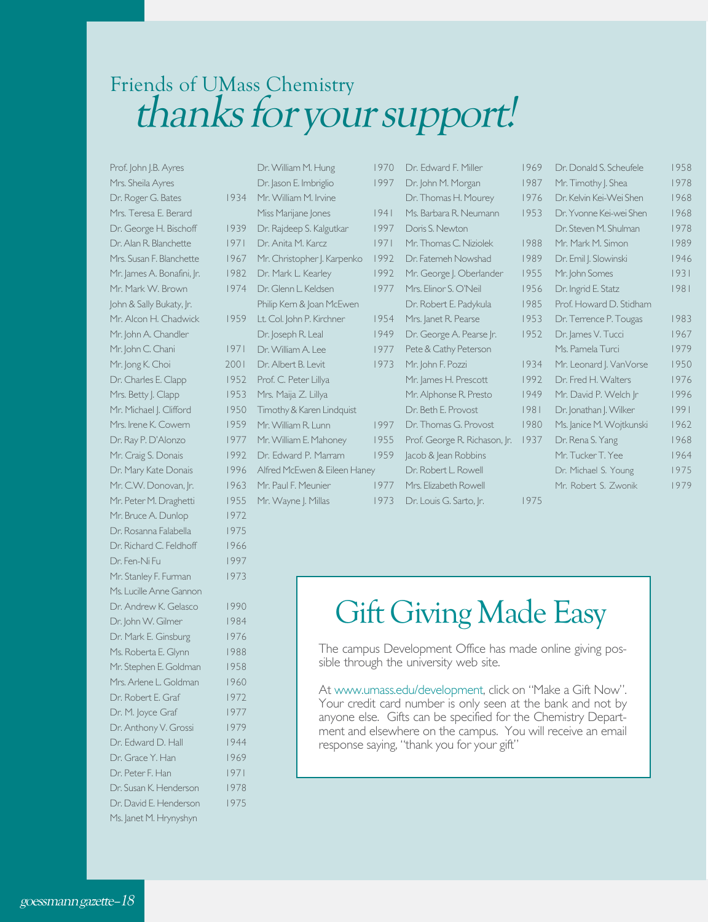# Friends of UMass Chemistry *thanks for your support!*

| Name | Year |
|---|---|
| Prof. John J.B. Ayres | |
| Mrs. Sheila Ayres | |
| Dr. Roger G. Bates | 1934 |
| Mrs. Teresa E. Berard | |
| Dr. George H. Bischoff | 1939 |
| Dr. Alan R. Blanchette | 1971 |
| Mrs. Susan F. Blanchette | 1967 |
| Mr. James A. Bonafini, Jr. | 1982 |
| Mr. Mark W. Brown | 1974 |
| John & Sally Bukaty, Jr. | |
| Mr. Alcon H. Chadwick | 1959 |
| Mr. John A. Chandler | |
| Mr. John C. Chani | 1971 |
| Mr. Jong K. Choi | 2001 |
| Dr. Charles E. Clapp | 1952 |
| Mrs. Betty J. Clapp | 1953 |
| Mr. Michael J. Clifford | 1950 |
| Mrs. Irene K. Cowern | 1959 |
| Dr. Ray P. D'Alonzo | 1977 |
| Mr. Craig S. Donais | 1992 |
| Dr. Mary Kate Donais | 1996 |
| Mr. C.W. Donovan, Jr. | 1963 |
| Mr. Peter M. Draghetti | 1955 |
| Mr. Bruce A. Dunlop | 1972 |
| Dr. Rosanna Falabella | 1975 |
| Dr. Richard C. Feldhoff | 1966 |
| Dr. Fen-Ni Fu | 1997 |
| Mr. Stanley F. Furman | 1973 |
| Ms. Lucille Anne Gannon | |
| Dr. Andrew K. Gelasco | 1990 |
| Dr. John W. Gilmer | 1984 |
| Dr. Mark E. Ginsburg | 1976 |
| Ms. Roberta E. Glynn | 1988 |
| Mr. Stephen E. Goldman | 1958 |
| Mrs. Arlene L. Goldman | 1960 |
| Dr. Robert E. Graf | 1972 |
| Dr. M. Joyce Graf | 1977 |
| Dr. Anthony V. Grossi | 1979 |
| Dr. Edward D. Hall | 1944 |
| Dr. Grace Y. Han | 1969 |
| Dr. Peter F. Han | 1971 |
| Dr. Susan K. Henderson | 1978 |
| Dr. David E. Henderson | 1975 |
| Ms. Janet M. Hrynyshyn | |
| Dr. William M. Hung | 1970 |
| Dr. Jason E. Imbriglio | 1997 |
| Mr. William M. Irvine | |
| Miss Marijane Jones | 1941 |
| Dr. Rajdeep S. Kalgutkar | 1997 |
| Dr. Anita M. Karcz | 1971 |
| Mr. Christopher J. Karpenko | 1992 |
| Dr. Mark L. Kearley | 1992 |
| Dr. Glenn L. Keldsen | 1977 |
| Philip Kern & Joan McEwen | |
| Lt. Col. John P. Kirchner | 1954 |
| Dr. Joseph R. Leal | 1949 |
| Dr. William A. Lee | 1977 |
| Dr. Albert B. Levit | 1973 |
| Prof. C. Peter Lillya | |
| Mrs. Maija Z. Lillya | |
| Timothy & Karen Lindquist | |
| Mr. William R. Lunn | 1997 |
| Mr. William E. Mahoney | 1955 |
| Dr. Edward P. Marram | 1959 |
| Alfred McEwen & Eileen Haney | |
| Mr. Paul F. Meunier | 1977 |
| Mr. Wayne J. Millas | 1973 |
| Dr. Edward F. Miller | 1969 |
| Dr. John M. Morgan | 1987 |
| Dr. Thomas H. Mourey | 1976 |
| Ms. Barbara R. Neumann | 1953 |
| Doris S. Newton | |
| Mr. Thomas C. Niziolek | 1988 |
| Dr. Fatemeh Nowshad | 1989 |
| Mr. George J. Oberlander | 1955 |
| Mrs. Elinor S. O'Neil | 1956 |
| Dr. Robert E. Padykula | 1985 |
| Mrs. Janet R. Pearse | 1953 |
| Dr. George A. Pearse Jr. | 1952 |
| Pete & Cathy Peterson | |
| Mr. John F. Pozzi | 1934 |
| Mr. James H. Prescott | 1992 |
| Mr. Alphonse R. Presto | 1949 |
| Dr. Beth E. Provost | 1981 |
| Dr. Thomas G. Provost | 1980 |
| Prof. George R. Richason, Jr. | 1937 |
| Jacob & Jean Robbins | |
| Dr. Robert L. Rowell | |
| Mrs. Elizabeth Rowell | |
| Dr. Louis G. Sarto, Jr. | 1975 |
| Dr. Donald S. Scheufele | 1958 |
| Mr. Timothy J. Shea | 1978 |
| Dr. Kelvin Kei-Wei Shen | 1968 |
| Dr. Yvonne Kei-wei Shen | 1968 |
| Dr. Steven M. Shulman | 1978 |
| Mr. Mark M. Simon | 1989 |
| Dr. Emil J. Slowinski | 1946 |
| Mr. John Somes | 1931 |
| Dr. Ingrid E. Statz | 1981 |
| Prof. Howard D. Stidham | |
| Dr. Terrence P. Tougas | 1983 |
| Dr. James V. Tucci | 1967 |
| Ms. Pamela Turci | 1979 |
| Mr. Leonard J. VanVorse | 1950 |
| Dr. Fred H. Walters | 1976 |
| Mr. David P. Welch Jr | 1996 |
| Dr. Jonathan J. Wilker | 1991 |
| Ms. Janice M. Wojtkunski | 1962 |
| Dr. Rena S. Yang | 1968 |
| Mr. Tucker T. Yee | 1964 |
| Dr. Michael S. Young | 1975 |
| Mr. Robert S. Zwonik | 1979 |

## Gift Giving Made Easy

The campus Development Office has made online giving possible through the university web site.

At www.umass.edu/development, click on "Make a Gift Now". Your credit card number is only seen at the bank and not by anyone else. Gifts can be specified for the Chemistry Department and elsewhere on the campus. You will receive an email response saying, "thank you for your gift"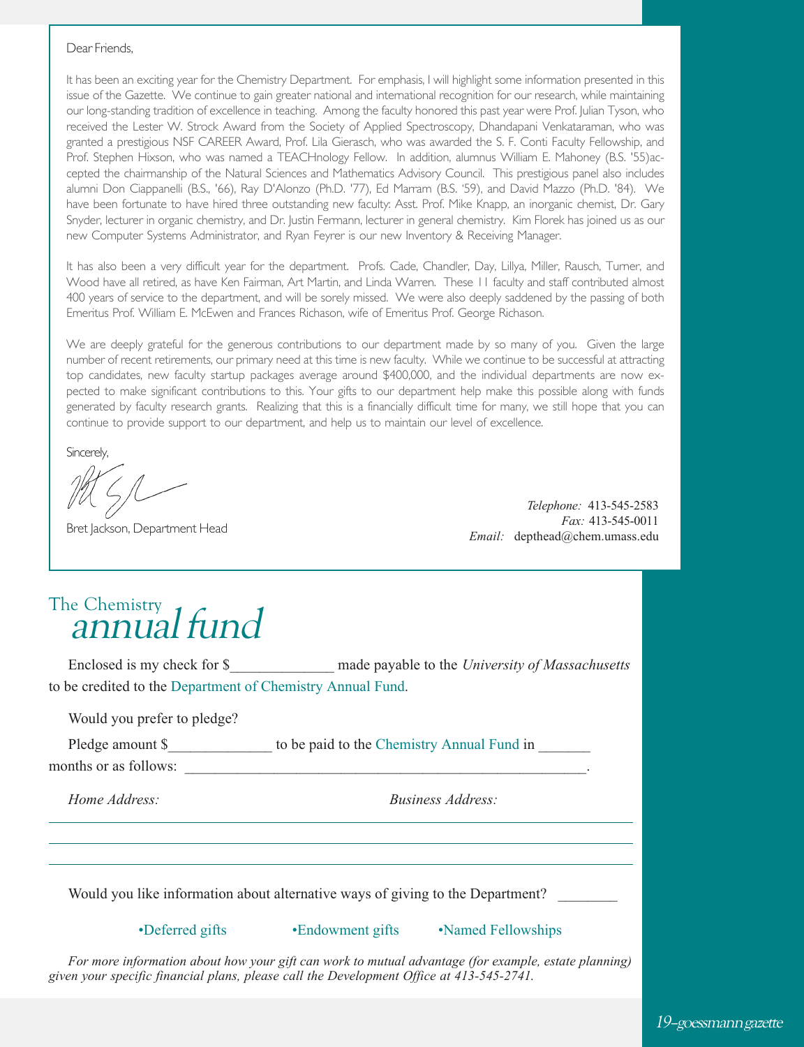Dear Friends,

It has been an exciting year for the Chemistry Department. For emphasis, I will highlight some information presented in this issue of the Gazette. We continue to gain greater national and international recognition for our research, while maintaining our long-standing tradition of excellence in teaching. Among the faculty honored this past year were Prof. Julian Tyson, who received the Lester W. Strock Award from the Society of Applied Spectroscopy, Dhandapani Venkataraman, who was granted a prestigious NSF CAREER Award, Prof. Lila Gierasch, who was awarded the S. F. Conti Faculty Fellowship, and Prof. Stephen Hixson, who was named a TEACHnology Fellow. In addition, alumnus William E. Mahoney (B.S. '55)accepted the chairmanship of the Natural Sciences and Mathematics Advisory Council. This prestigious panel also includes alumni Don Ciappanelli (B.S., '66), Ray D'Alonzo (Ph.D. '77), Ed Marram (B.S. '59), and David Mazzo (Ph.D. '84). We have been fortunate to have hired three outstanding new faculty: Asst. Prof. Mike Knapp, an inorganic chemist, Dr. Gary Snyder, lecturer in organic chemistry, and Dr. Justin Fermann, lecturer in general chemistry. Kim Florek has joined us as our new Computer Systems Administrator, and Ryan Feyrer is our new Inventory & Receiving Manager.

It has also been a very difficult year for the department. Profs. Cade, Chandler, Day, Lillya, Miller, Rausch, Turner, and Wood have all retired, as have Ken Fairman, Art Martin, and Linda Warren. These 11 faculty and staff contributed almost 400 years of service to the department, and will be sorely missed. We were also deeply saddened by the passing of both Emeritus Prof. William E. McEwen and Frances Richason, wife of Emeritus Prof. George Richason.

We are deeply grateful for the generous contributions to our department made by so many of you. Given the large number of recent retirements, our primary need at this time is new faculty. While we continue to be successful at attracting top candidates, new faculty startup packages average around $400,000, and the individual departments are now expected to make significant contributions to this. Your gifts to our department help make this possible along with funds generated by faculty research grants. Realizing that this is a financially difficult time for many, we still hope that you can continue to provide support to our department, and help us to maintain our level of excellence.

Sincerely,

Bret Jackson, Department Head

*Telephone:* 413-545-2583
*Fax:* 413-545-0011
*Email:* depthead@chem.umass.edu

# The Chemistry *annual fund*

Enclosed is my check for $_____________ made payable to the *University of Massachusetts* to be credited to the Department of Chemistry Annual Fund.

Would you prefer to pledge?

Pledge amount $_____________ to be paid to the Chemistry Annual Fund in _______ months or as follows: ______________________________________________________.

*Home Address:* *Business Address:*

Would you like information about alternative ways of giving to the Department? ________

- Deferred gifts
- Endowment gifts
- Named Fellowships

*For more information about how your gift can work to mutual advantage (for example, estate planning) given your specific financial plans, please call the Development Office at 413-545-2741.*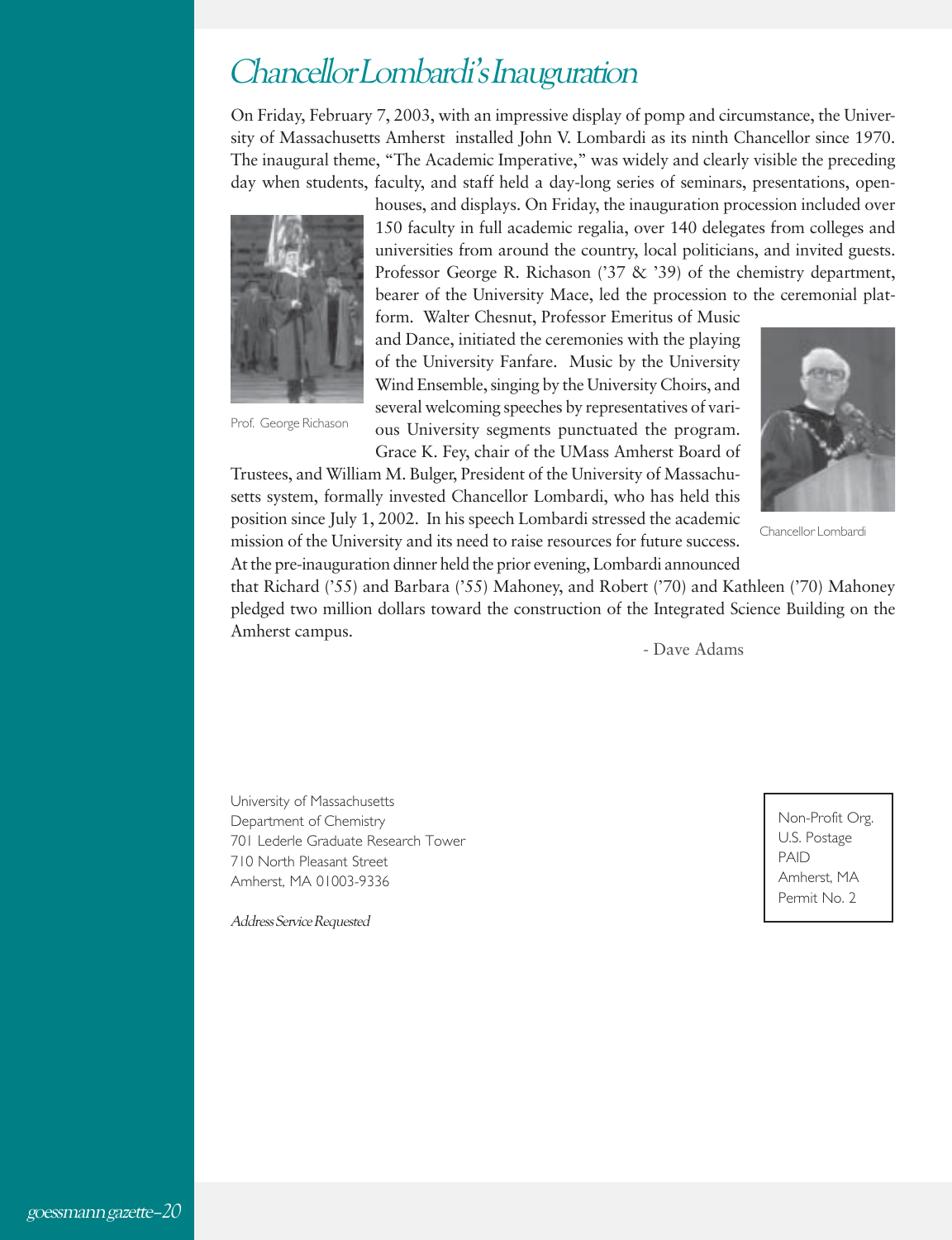# Chancellor Lombardi's Inauguration

On Friday, February 7, 2003, with an impressive display of pomp and circumstance, the University of Massachusetts Amherst installed John V. Lombardi as its ninth Chancellor since 1970. The inaugural theme, "The Academic Imperative," was widely and clearly visible the preceding day when students, faculty, and staff held a day-long series of seminars, presentations, open-houses, and displays. On Friday, the inauguration procession included over 150 faculty in full academic regalia, over 140 delegates from colleges and universities from around the country, local politicians, and invited guests. Professor George R. Richason ('37 & '39) of the chemistry department, bearer of the University Mace, led the procession to the ceremonial platform. Walter Chesnut, Professor Emeritus of Music and Dance, initiated the ceremonies with the playing of the University Fanfare. Music by the University Wind Ensemble, singing by the University Choirs, and several welcoming speeches by representatives of various University segments punctuated the program. Grace K. Fey, chair of the UMass Amherst Board of Trustees, and William M. Bulger, President of the University of Massachusetts system, formally invested Chancellor Lombardi, who has held this position since July 1, 2002. In his speech Lombardi stressed the academic mission of the University and its need to raise resources for future success. At the pre-inauguration dinner held the prior evening, Lombardi announced that Richard ('55) and Barbara ('55) Mahoney, and Robert ('70) and Kathleen ('70) Mahoney pledged two million dollars toward the construction of the Integrated Science Building on the Amherst campus.

Prof. George Richason

Chancellor Lombardi

- Dave Adams

University of Massachusetts
Department of Chemistry
701 Lederle Graduate Research Tower
710 North Pleasant Street
Amherst, MA 01003-9336

*Address Service Requested*

Non-Profit Org.
U.S. Postage
PAID
Amherst, MA
Permit No. 2